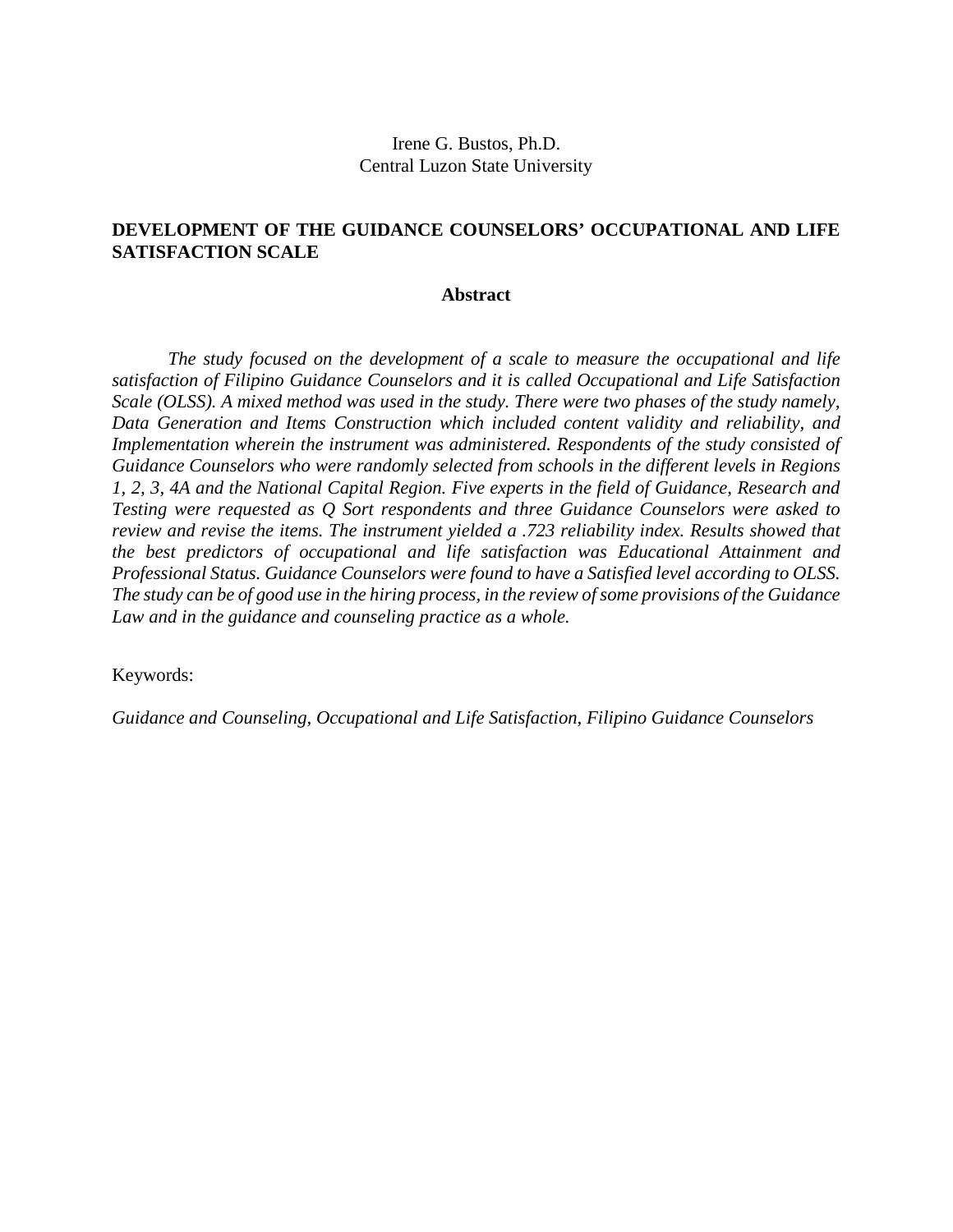Irene G. Bustos, Ph.D.
Central Luzon State University

# DEVELOPMENT OF THE GUIDANCE COUNSELORS' OCCUPATIONAL AND LIFE SATISFACTION SCALE

## Abstract

*The study focused on the development of a scale to measure the occupational and life satisfaction of Filipino Guidance Counselors and it is called Occupational and Life Satisfaction Scale (OLSS). A mixed method was used in the study. There were two phases of the study namely, Data Generation and Items Construction which included content validity and reliability, and Implementation wherein the instrument was administered. Respondents of the study consisted of Guidance Counselors who were randomly selected from schools in the different levels in Regions 1, 2, 3, 4A and the National Capital Region. Five experts in the field of Guidance, Research and Testing were requested as Q Sort respondents and three Guidance Counselors were asked to review and revise the items. The instrument yielded a .723 reliability index. Results showed that the best predictors of occupational and life satisfaction was Educational Attainment and Professional Status. Guidance Counselors were found to have a Satisfied level according to OLSS. The study can be of good use in the hiring process, in the review of some provisions of the Guidance Law and in the guidance and counseling practice as a whole.*

Keywords:

*Guidance and Counseling, Occupational and Life Satisfaction, Filipino Guidance Counselors*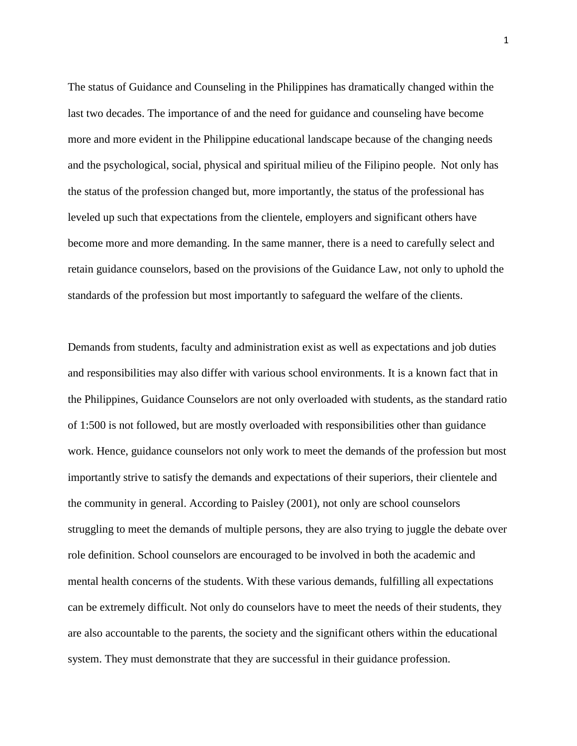The status of Guidance and Counseling in the Philippines has dramatically changed within the last two decades. The importance of and the need for guidance and counseling have become more and more evident in the Philippine educational landscape because of the changing needs and the psychological, social, physical and spiritual milieu of the Filipino people. Not only has the status of the profession changed but, more importantly, the status of the professional has leveled up such that expectations from the clientele, employers and significant others have become more and more demanding. In the same manner, there is a need to carefully select and retain guidance counselors, based on the provisions of the Guidance Law, not only to uphold the standards of the profession but most importantly to safeguard the welfare of the clients.

Demands from students, faculty and administration exist as well as expectations and job duties and responsibilities may also differ with various school environments. It is a known fact that in the Philippines, Guidance Counselors are not only overloaded with students, as the standard ratio of 1:500 is not followed, but are mostly overloaded with responsibilities other than guidance work. Hence, guidance counselors not only work to meet the demands of the profession but most importantly strive to satisfy the demands and expectations of their superiors, their clientele and the community in general. According to Paisley (2001), not only are school counselors struggling to meet the demands of multiple persons, they are also trying to juggle the debate over role definition. School counselors are encouraged to be involved in both the academic and mental health concerns of the students. With these various demands, fulfilling all expectations can be extremely difficult. Not only do counselors have to meet the needs of their students, they are also accountable to the parents, the society and the significant others within the educational system. They must demonstrate that they are successful in their guidance profession.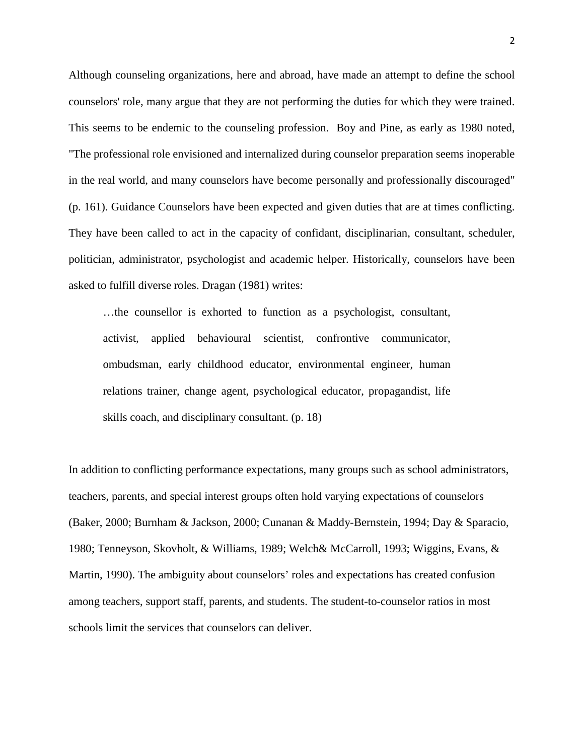Although counseling organizations, here and abroad, have made an attempt to define the school counselors' role, many argue that they are not performing the duties for which they were trained. This seems to be endemic to the counseling profession. Boy and Pine, as early as 1980 noted, "The professional role envisioned and internalized during counselor preparation seems inoperable in the real world, and many counselors have become personally and professionally discouraged" (p. 161). Guidance Counselors have been expected and given duties that are at times conflicting. They have been called to act in the capacity of confidant, disciplinarian, consultant, scheduler, politician, administrator, psychologist and academic helper. Historically, counselors have been asked to fulfill diverse roles. Dragan (1981) writes:

> …the counsellor is exhorted to function as a psychologist, consultant, activist, applied behavioural scientist, confrontive communicator, ombudsman, early childhood educator, environmental engineer, human relations trainer, change agent, psychological educator, propagandist, life skills coach, and disciplinary consultant. (p. 18)

In addition to conflicting performance expectations, many groups such as school administrators, teachers, parents, and special interest groups often hold varying expectations of counselors (Baker, 2000; Burnham & Jackson, 2000; Cunanan & Maddy-Bernstein, 1994; Day & Sparacio, 1980; Tenneyson, Skovholt, & Williams, 1989; Welch& McCarroll, 1993; Wiggins, Evans, & Martin, 1990). The ambiguity about counselors' roles and expectations has created confusion among teachers, support staff, parents, and students. The student-to-counselor ratios in most schools limit the services that counselors can deliver.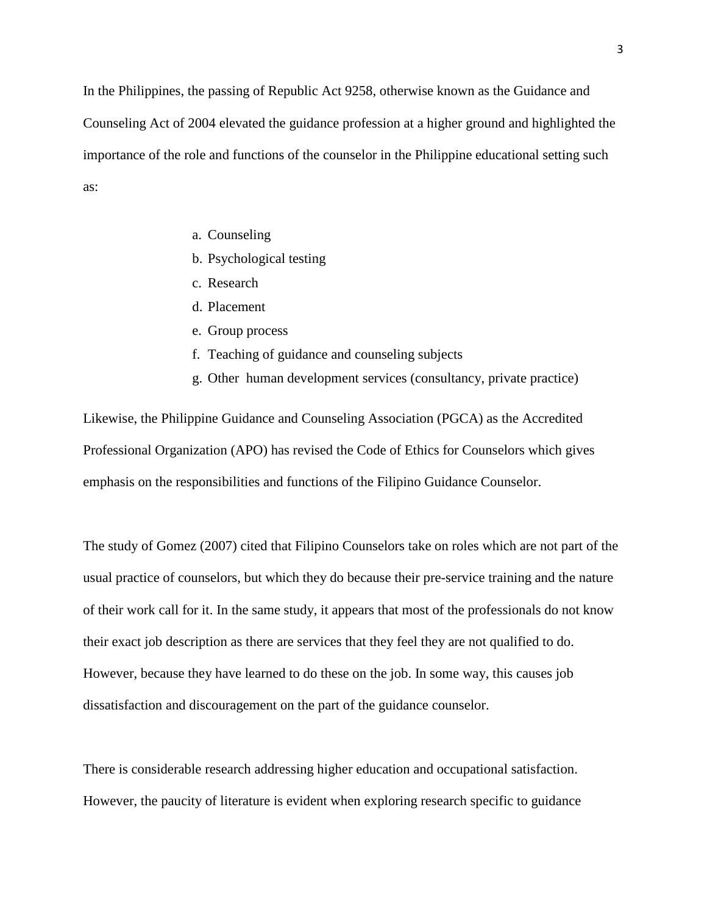In the Philippines, the passing of Republic Act 9258, otherwise known as the Guidance and Counseling Act of 2004 elevated the guidance profession at a higher ground and highlighted the importance of the role and functions of the counselor in the Philippine educational setting such as:

a. Counseling
b. Psychological testing
c. Research
d. Placement
e. Group process
f. Teaching of guidance and counseling subjects
g. Other human development services (consultancy, private practice)

Likewise, the Philippine Guidance and Counseling Association (PGCA) as the Accredited Professional Organization (APO) has revised the Code of Ethics for Counselors which gives emphasis on the responsibilities and functions of the Filipino Guidance Counselor.

The study of Gomez (2007) cited that Filipino Counselors take on roles which are not part of the usual practice of counselors, but which they do because their pre-service training and the nature of their work call for it. In the same study, it appears that most of the professionals do not know their exact job description as there are services that they feel they are not qualified to do. However, because they have learned to do these on the job. In some way, this causes job dissatisfaction and discouragement on the part of the guidance counselor.

There is considerable research addressing higher education and occupational satisfaction. However, the paucity of literature is evident when exploring research specific to guidance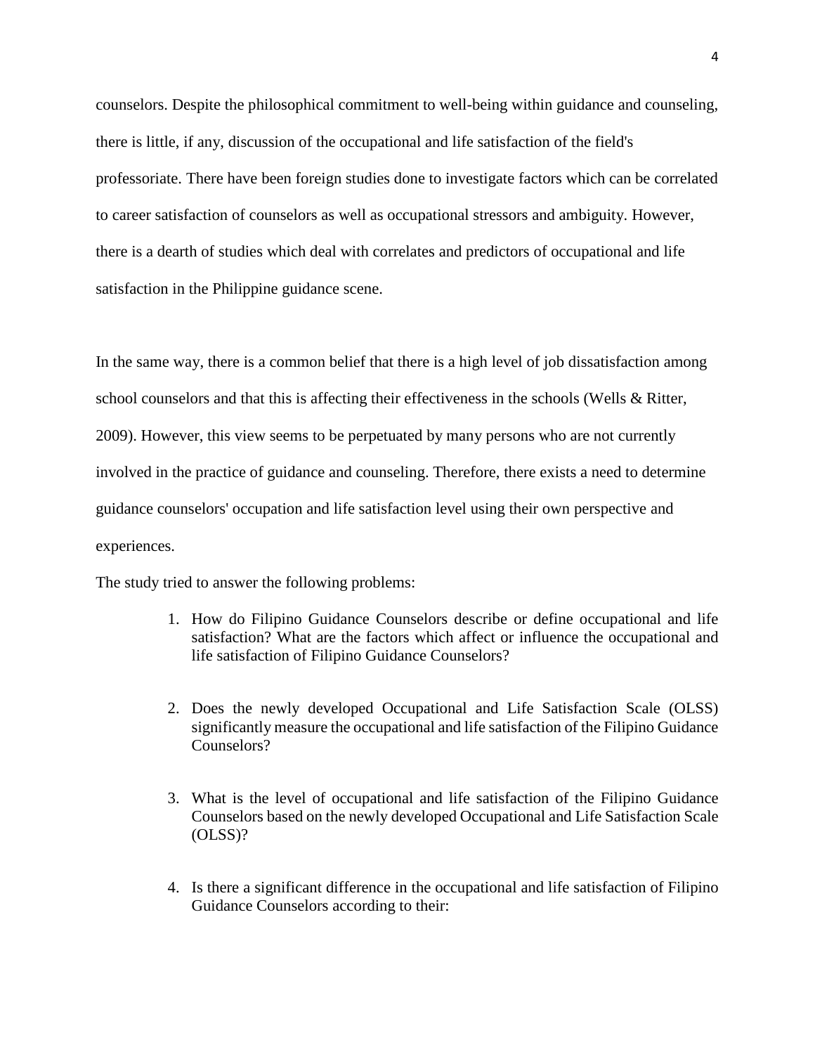counselors. Despite the philosophical commitment to well-being within guidance and counseling, there is little, if any, discussion of the occupational and life satisfaction of the field's professoriate. There have been foreign studies done to investigate factors which can be correlated to career satisfaction of counselors as well as occupational stressors and ambiguity. However, there is a dearth of studies which deal with correlates and predictors of occupational and life satisfaction in the Philippine guidance scene.

In the same way, there is a common belief that there is a high level of job dissatisfaction among school counselors and that this is affecting their effectiveness in the schools (Wells & Ritter, 2009). However, this view seems to be perpetuated by many persons who are not currently involved in the practice of guidance and counseling. Therefore, there exists a need to determine guidance counselors' occupation and life satisfaction level using their own perspective and experiences.

The study tried to answer the following problems:

1. How do Filipino Guidance Counselors describe or define occupational and life satisfaction? What are the factors which affect or influence the occupational and life satisfaction of Filipino Guidance Counselors?

2. Does the newly developed Occupational and Life Satisfaction Scale (OLSS) significantly measure the occupational and life satisfaction of the Filipino Guidance Counselors?

3. What is the level of occupational and life satisfaction of the Filipino Guidance Counselors based on the newly developed Occupational and Life Satisfaction Scale (OLSS)?

4. Is there a significant difference in the occupational and life satisfaction of Filipino Guidance Counselors according to their: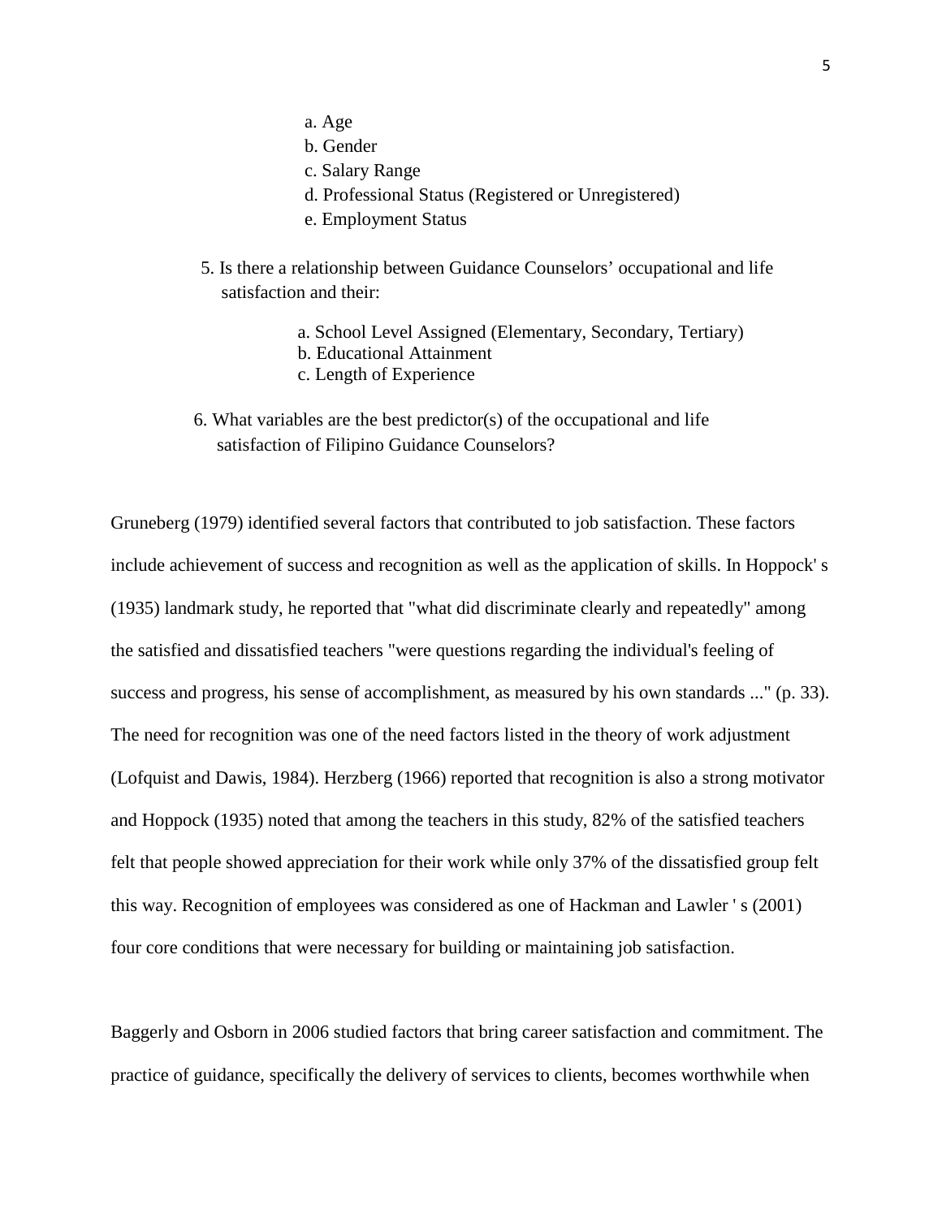a. Age
   b. Gender
   c. Salary Range
   d. Professional Status (Registered or Unregistered)
   e. Employment Status

5. Is there a relationship between Guidance Counselors' occupational and life satisfaction and their:

   a. School Level Assigned (Elementary, Secondary, Tertiary)
   b. Educational Attainment
   c. Length of Experience

6. What variables are the best predictor(s) of the occupational and life satisfaction of Filipino Guidance Counselors?

Gruneberg (1979) identified several factors that contributed to job satisfaction. These factors include achievement of success and recognition as well as the application of skills. In Hoppock' s (1935) landmark study, he reported that "what did discriminate clearly and repeatedly" among the satisfied and dissatisfied teachers "were questions regarding the individual's feeling of success and progress, his sense of accomplishment, as measured by his own standards ..." (p. 33). The need for recognition was one of the need factors listed in the theory of work adjustment (Lofquist and Dawis, 1984). Herzberg (1966) reported that recognition is also a strong motivator and Hoppock (1935) noted that among the teachers in this study, 82% of the satisfied teachers felt that people showed appreciation for their work while only 37% of the dissatisfied group felt this way. Recognition of employees was considered as one of Hackman and Lawler ' s (2001) four core conditions that were necessary for building or maintaining job satisfaction.

Baggerly and Osborn in 2006 studied factors that bring career satisfaction and commitment. The practice of guidance, specifically the delivery of services to clients, becomes worthwhile when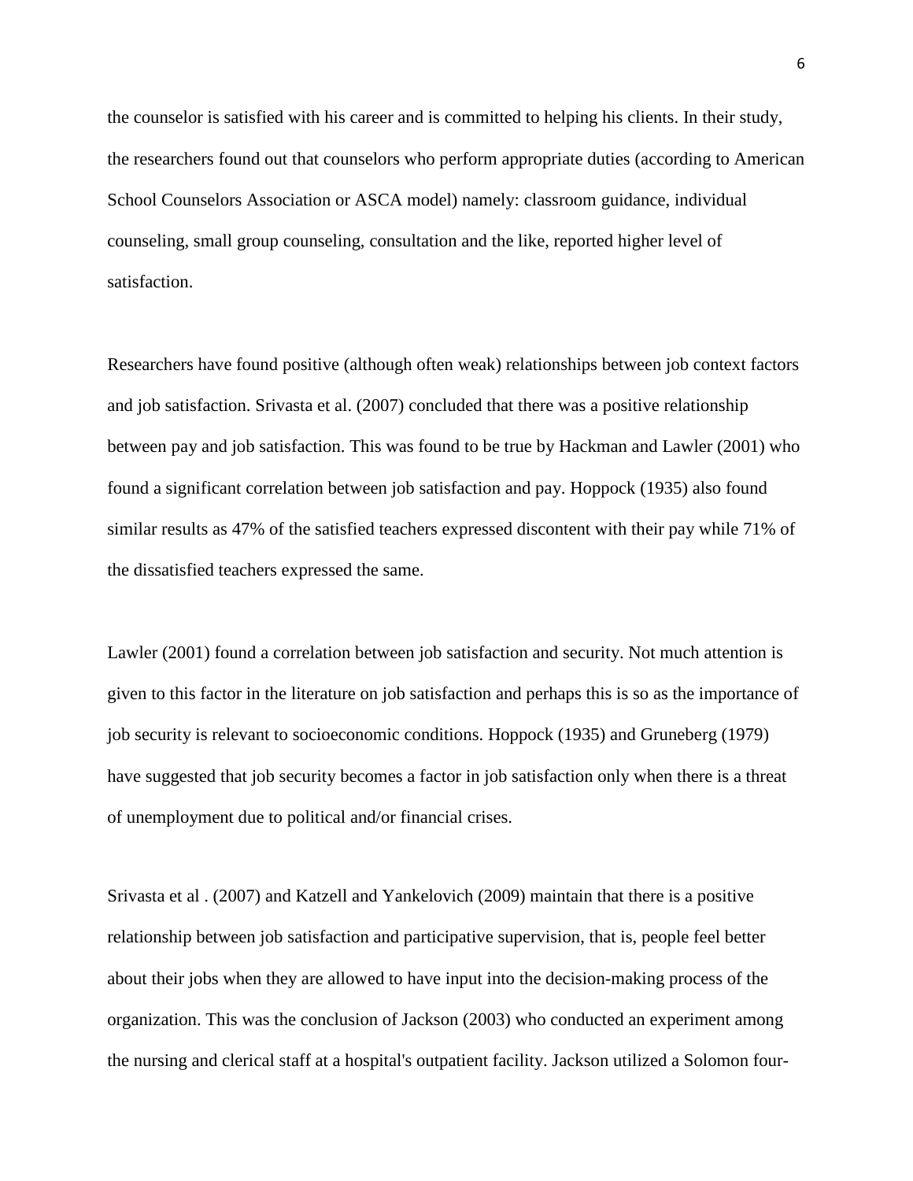the counselor is satisfied with his career and is committed to helping his clients. In their study, the researchers found out that counselors who perform appropriate duties (according to American School Counselors Association or ASCA model) namely: classroom guidance, individual counseling, small group counseling, consultation and the like, reported higher level of satisfaction.

Researchers have found positive (although often weak) relationships between job context factors and job satisfaction. Srivasta et al. (2007) concluded that there was a positive relationship between pay and job satisfaction. This was found to be true by Hackman and Lawler (2001) who found a significant correlation between job satisfaction and pay. Hoppock (1935) also found similar results as 47% of the satisfied teachers expressed discontent with their pay while 71% of the dissatisfied teachers expressed the same.

Lawler (2001) found a correlation between job satisfaction and security. Not much attention is given to this factor in the literature on job satisfaction and perhaps this is so as the importance of job security is relevant to socioeconomic conditions. Hoppock (1935) and Gruneberg (1979) have suggested that job security becomes a factor in job satisfaction only when there is a threat of unemployment due to political and/or financial crises.

Srivasta et al . (2007) and Katzell and Yankelovich (2009) maintain that there is a positive relationship between job satisfaction and participative supervision, that is, people feel better about their jobs when they are allowed to have input into the decision-making process of the organization. This was the conclusion of Jackson (2003) who conducted an experiment among the nursing and clerical staff at a hospital's outpatient facility. Jackson utilized a Solomon four-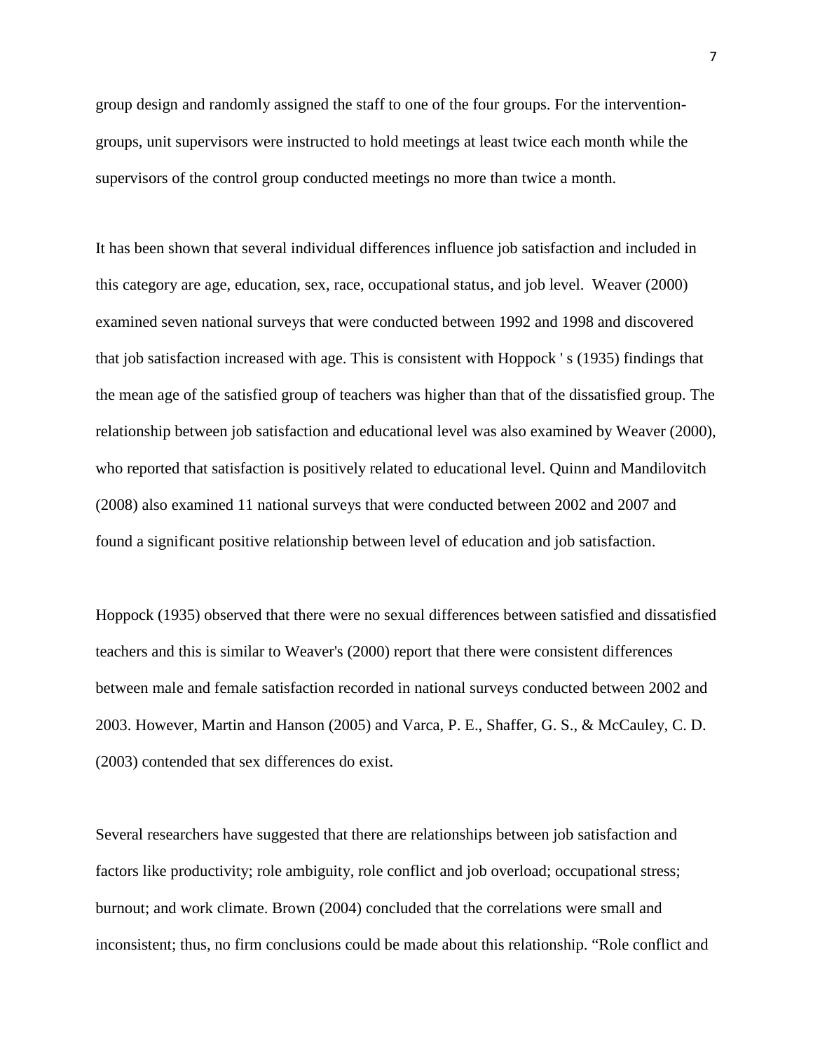group design and randomly assigned the staff to one of the four groups. For the intervention-groups, unit supervisors were instructed to hold meetings at least twice each month while the supervisors of the control group conducted meetings no more than twice a month.

It has been shown that several individual differences influence job satisfaction and included in this category are age, education, sex, race, occupational status, and job level. Weaver (2000) examined seven national surveys that were conducted between 1992 and 1998 and discovered that job satisfaction increased with age. This is consistent with Hoppock ' s (1935) findings that the mean age of the satisfied group of teachers was higher than that of the dissatisfied group. The relationship between job satisfaction and educational level was also examined by Weaver (2000), who reported that satisfaction is positively related to educational level. Quinn and Mandilovitch (2008) also examined 11 national surveys that were conducted between 2002 and 2007 and found a significant positive relationship between level of education and job satisfaction.

Hoppock (1935) observed that there were no sexual differences between satisfied and dissatisfied teachers and this is similar to Weaver's (2000) report that there were consistent differences between male and female satisfaction recorded in national surveys conducted between 2002 and 2003. However, Martin and Hanson (2005) and Varca, P. E., Shaffer, G. S., & McCauley, C. D. (2003) contended that sex differences do exist.

Several researchers have suggested that there are relationships between job satisfaction and factors like productivity; role ambiguity, role conflict and job overload; occupational stress; burnout; and work climate. Brown (2004) concluded that the correlations were small and inconsistent; thus, no firm conclusions could be made about this relationship. “Role conflict and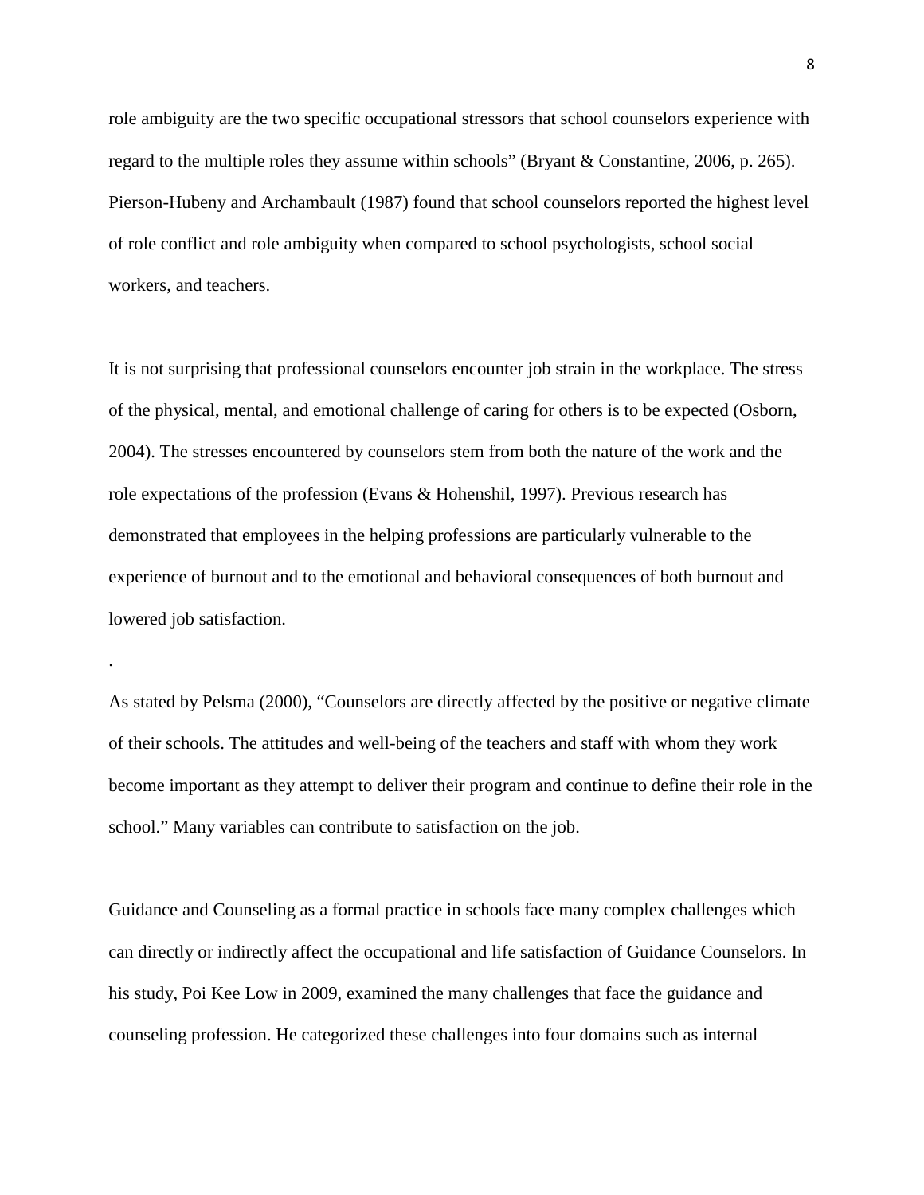role ambiguity are the two specific occupational stressors that school counselors experience with regard to the multiple roles they assume within schools" (Bryant & Constantine, 2006, p. 265). Pierson-Hubeny and Archambault (1987) found that school counselors reported the highest level of role conflict and role ambiguity when compared to school psychologists, school social workers, and teachers.

It is not surprising that professional counselors encounter job strain in the workplace. The stress of the physical, mental, and emotional challenge of caring for others is to be expected (Osborn, 2004). The stresses encountered by counselors stem from both the nature of the work and the role expectations of the profession (Evans & Hohenshil, 1997). Previous research has demonstrated that employees in the helping professions are particularly vulnerable to the experience of burnout and to the emotional and behavioral consequences of both burnout and lowered job satisfaction.

.

As stated by Pelsma (2000), "Counselors are directly affected by the positive or negative climate of their schools. The attitudes and well-being of the teachers and staff with whom they work become important as they attempt to deliver their program and continue to define their role in the school." Many variables can contribute to satisfaction on the job.

Guidance and Counseling as a formal practice in schools face many complex challenges which can directly or indirectly affect the occupational and life satisfaction of Guidance Counselors. In his study, Poi Kee Low in 2009, examined the many challenges that face the guidance and counseling profession. He categorized these challenges into four domains such as internal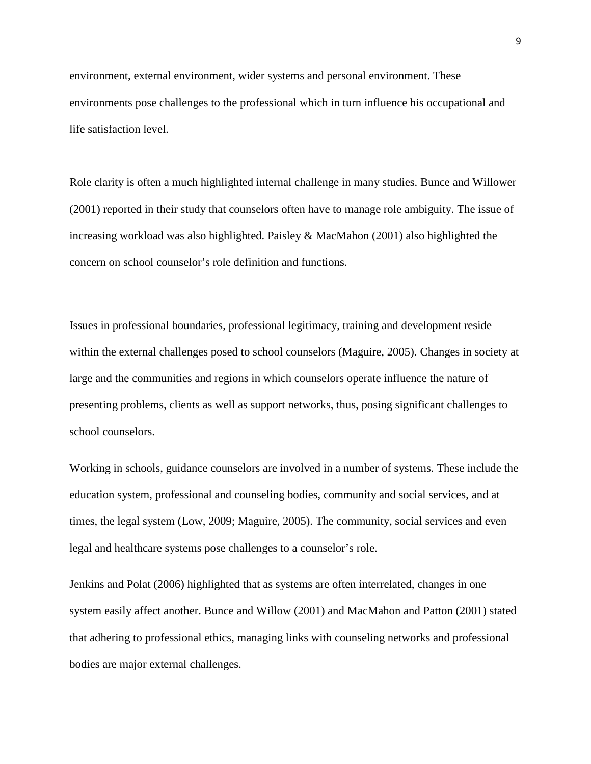environment, external environment, wider systems and personal environment. These environments pose challenges to the professional which in turn influence his occupational and life satisfaction level.

Role clarity is often a much highlighted internal challenge in many studies. Bunce and Willower (2001) reported in their study that counselors often have to manage role ambiguity. The issue of increasing workload was also highlighted. Paisley & MacMahon (2001) also highlighted the concern on school counselor's role definition and functions.

Issues in professional boundaries, professional legitimacy, training and development reside within the external challenges posed to school counselors (Maguire, 2005). Changes in society at large and the communities and regions in which counselors operate influence the nature of presenting problems, clients as well as support networks, thus, posing significant challenges to school counselors.

Working in schools, guidance counselors are involved in a number of systems. These include the education system, professional and counseling bodies, community and social services, and at times, the legal system (Low, 2009; Maguire, 2005). The community, social services and even legal and healthcare systems pose challenges to a counselor's role.

Jenkins and Polat (2006) highlighted that as systems are often interrelated, changes in one system easily affect another. Bunce and Willow (2001) and MacMahon and Patton (2001) stated that adhering to professional ethics, managing links with counseling networks and professional bodies are major external challenges.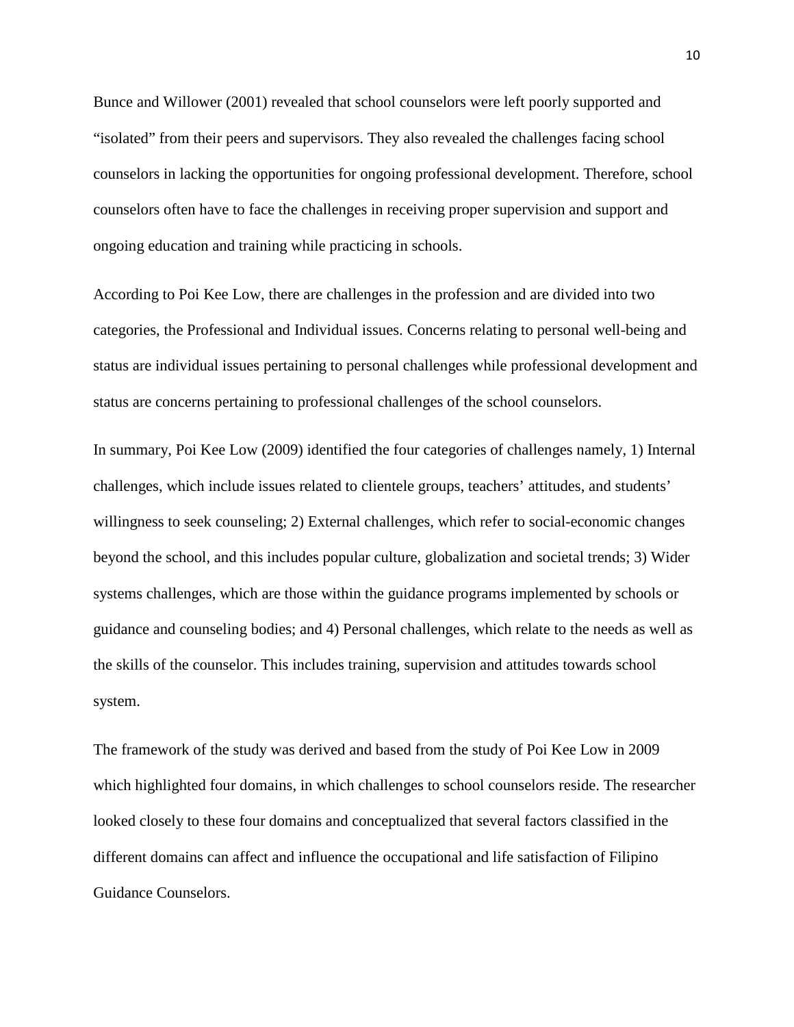Bunce and Willower (2001) revealed that school counselors were left poorly supported and “isolated” from their peers and supervisors. They also revealed the challenges facing school counselors in lacking the opportunities for ongoing professional development. Therefore, school counselors often have to face the challenges in receiving proper supervision and support and ongoing education and training while practicing in schools.

According to Poi Kee Low, there are challenges in the profession and are divided into two categories, the Professional and Individual issues. Concerns relating to personal well-being and status are individual issues pertaining to personal challenges while professional development and status are concerns pertaining to professional challenges of the school counselors.

In summary, Poi Kee Low (2009) identified the four categories of challenges namely, 1) Internal challenges, which include issues related to clientele groups, teachers’ attitudes, and students’ willingness to seek counseling; 2) External challenges, which refer to social-economic changes beyond the school, and this includes popular culture, globalization and societal trends; 3) Wider systems challenges, which are those within the guidance programs implemented by schools or guidance and counseling bodies; and 4) Personal challenges, which relate to the needs as well as the skills of the counselor. This includes training, supervision and attitudes towards school system.

The framework of the study was derived and based from the study of Poi Kee Low in 2009 which highlighted four domains, in which challenges to school counselors reside. The researcher looked closely to these four domains and conceptualized that several factors classified in the different domains can affect and influence the occupational and life satisfaction of Filipino Guidance Counselors.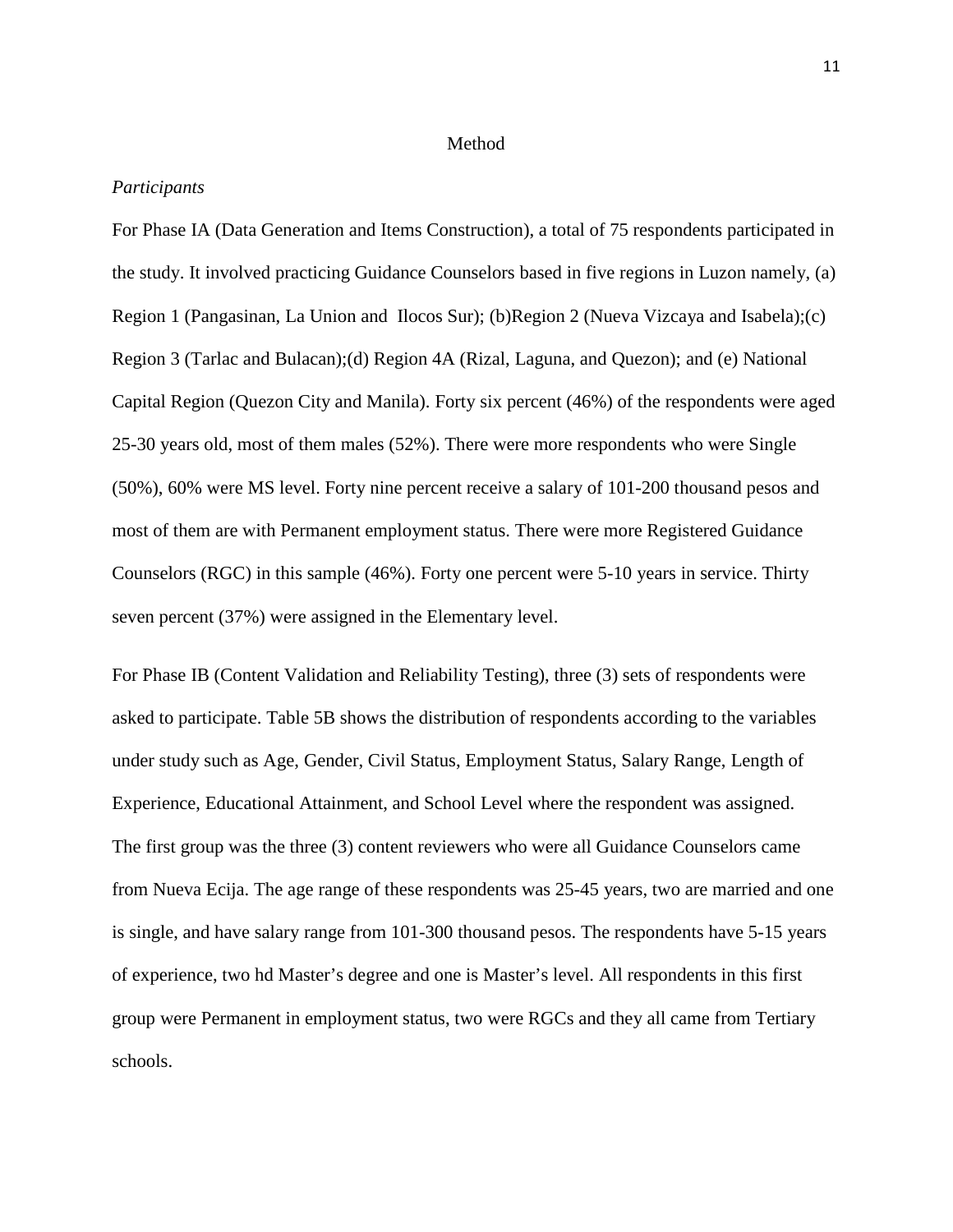# Method

*Participants*

For Phase IA (Data Generation and Items Construction), a total of 75 respondents participated in the study. It involved practicing Guidance Counselors based in five regions in Luzon namely, (a) Region 1 (Pangasinan, La Union and Ilocos Sur); (b)Region 2 (Nueva Vizcaya and Isabela);(c) Region 3 (Tarlac and Bulacan);(d) Region 4A (Rizal, Laguna, and Quezon); and (e) National Capital Region (Quezon City and Manila). Forty six percent (46%) of the respondents were aged 25-30 years old, most of them males (52%). There were more respondents who were Single (50%), 60% were MS level. Forty nine percent receive a salary of 101-200 thousand pesos and most of them are with Permanent employment status. There were more Registered Guidance Counselors (RGC) in this sample (46%). Forty one percent were 5-10 years in service. Thirty seven percent (37%) were assigned in the Elementary level.

For Phase IB (Content Validation and Reliability Testing), three (3) sets of respondents were asked to participate. Table 5B shows the distribution of respondents according to the variables under study such as Age, Gender, Civil Status, Employment Status, Salary Range, Length of Experience, Educational Attainment, and School Level where the respondent was assigned. The first group was the three (3) content reviewers who were all Guidance Counselors came from Nueva Ecija. The age range of these respondents was 25-45 years, two are married and one is single, and have salary range from 101-300 thousand pesos. The respondents have 5-15 years of experience, two hd Master's degree and one is Master's level. All respondents in this first group were Permanent in employment status, two were RGCs and they all came from Tertiary schools.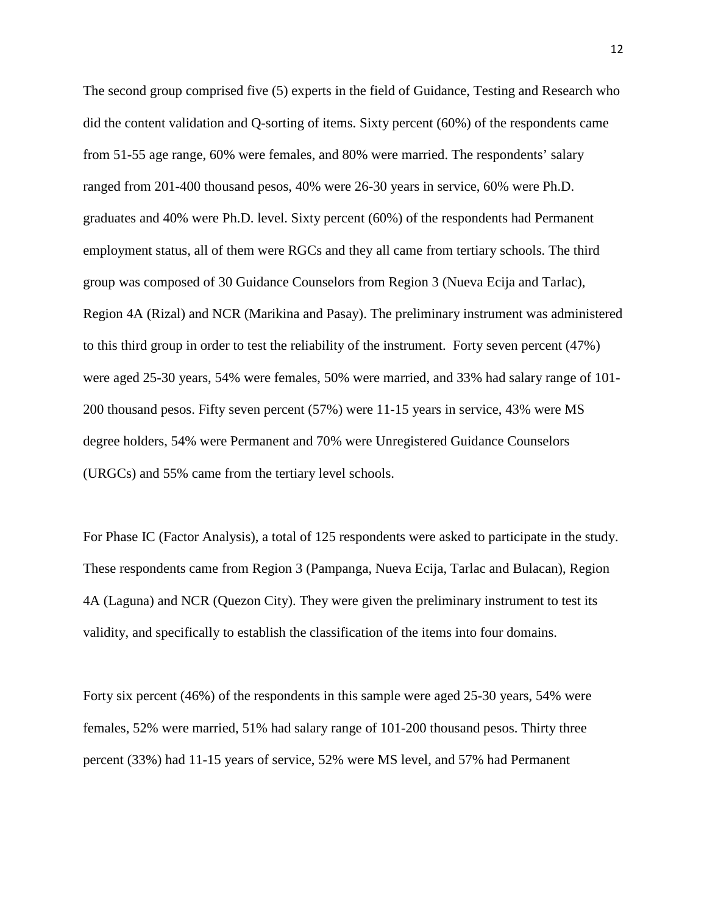The second group comprised five (5) experts in the field of Guidance, Testing and Research who did the content validation and Q-sorting of items. Sixty percent (60%) of the respondents came from 51-55 age range, 60% were females, and 80% were married. The respondents' salary ranged from 201-400 thousand pesos, 40% were 26-30 years in service, 60% were Ph.D. graduates and 40% were Ph.D. level. Sixty percent (60%) of the respondents had Permanent employment status, all of them were RGCs and they all came from tertiary schools. The third group was composed of 30 Guidance Counselors from Region 3 (Nueva Ecija and Tarlac), Region 4A (Rizal) and NCR (Marikina and Pasay). The preliminary instrument was administered to this third group in order to test the reliability of the instrument. Forty seven percent (47%) were aged 25-30 years, 54% were females, 50% were married, and 33% had salary range of 101-200 thousand pesos. Fifty seven percent (57%) were 11-15 years in service, 43% were MS degree holders, 54% were Permanent and 70% were Unregistered Guidance Counselors (URGCs) and 55% came from the tertiary level schools.

For Phase IC (Factor Analysis), a total of 125 respondents were asked to participate in the study. These respondents came from Region 3 (Pampanga, Nueva Ecija, Tarlac and Bulacan), Region 4A (Laguna) and NCR (Quezon City). They were given the preliminary instrument to test its validity, and specifically to establish the classification of the items into four domains.

Forty six percent (46%) of the respondents in this sample were aged 25-30 years, 54% were females, 52% were married, 51% had salary range of 101-200 thousand pesos. Thirty three percent (33%) had 11-15 years of service, 52% were MS level, and 57% had Permanent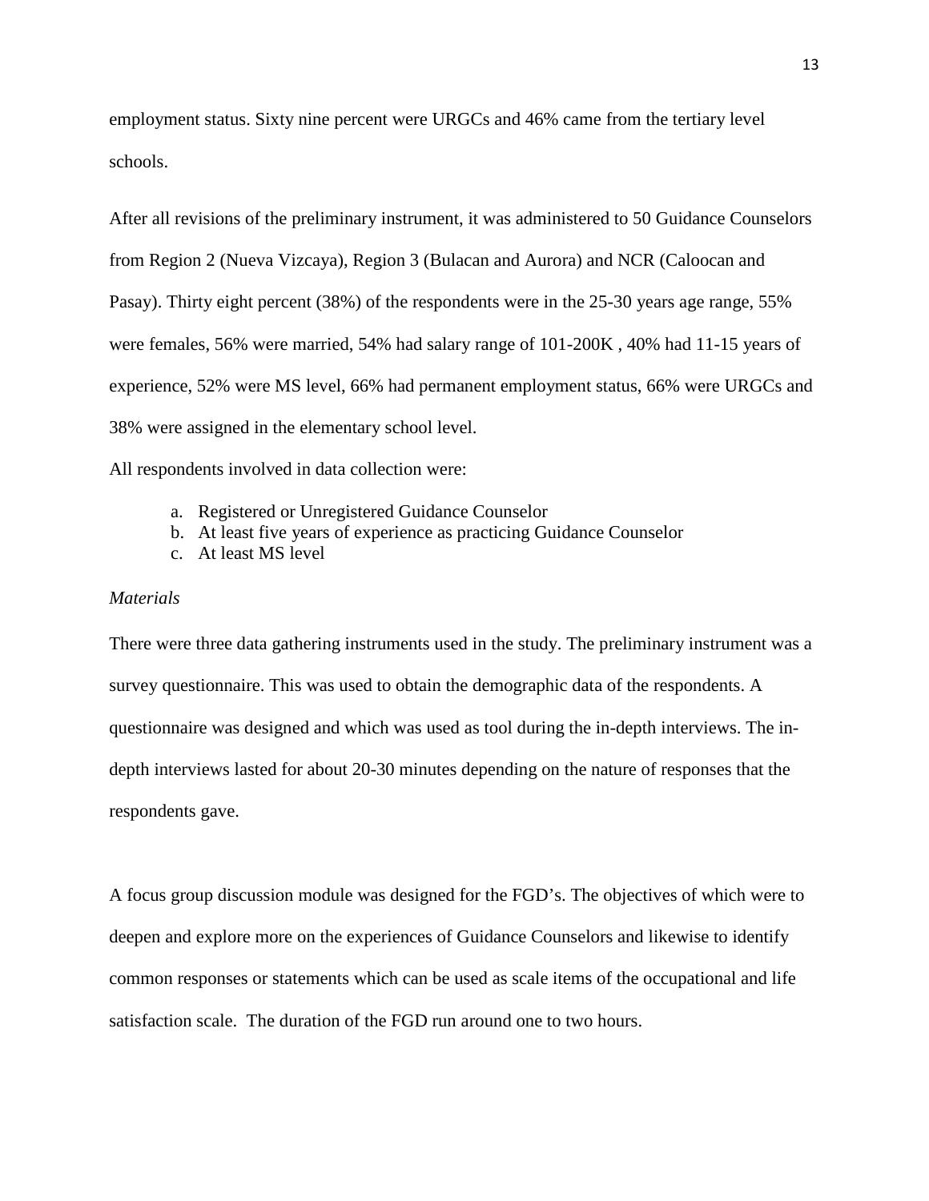employment status. Sixty nine percent were URGCs and 46% came from the tertiary level schools.

After all revisions of the preliminary instrument, it was administered to 50 Guidance Counselors from Region 2 (Nueva Vizcaya), Region 3 (Bulacan and Aurora) and NCR (Caloocan and Pasay). Thirty eight percent (38%) of the respondents were in the 25-30 years age range, 55% were females, 56% were married, 54% had salary range of 101-200K , 40% had 11-15 years of experience, 52% were MS level, 66% had permanent employment status, 66% were URGCs and 38% were assigned in the elementary school level.

All respondents involved in data collection were:

a. Registered or Unregistered Guidance Counselor
b. At least five years of experience as practicing Guidance Counselor
c. At least MS level

*Materials*

There were three data gathering instruments used in the study. The preliminary instrument was a survey questionnaire. This was used to obtain the demographic data of the respondents. A questionnaire was designed and which was used as tool during the in-depth interviews. The in-depth interviews lasted for about 20-30 minutes depending on the nature of responses that the respondents gave.

A focus group discussion module was designed for the FGD's. The objectives of which were to deepen and explore more on the experiences of Guidance Counselors and likewise to identify common responses or statements which can be used as scale items of the occupational and life satisfaction scale. The duration of the FGD run around one to two hours.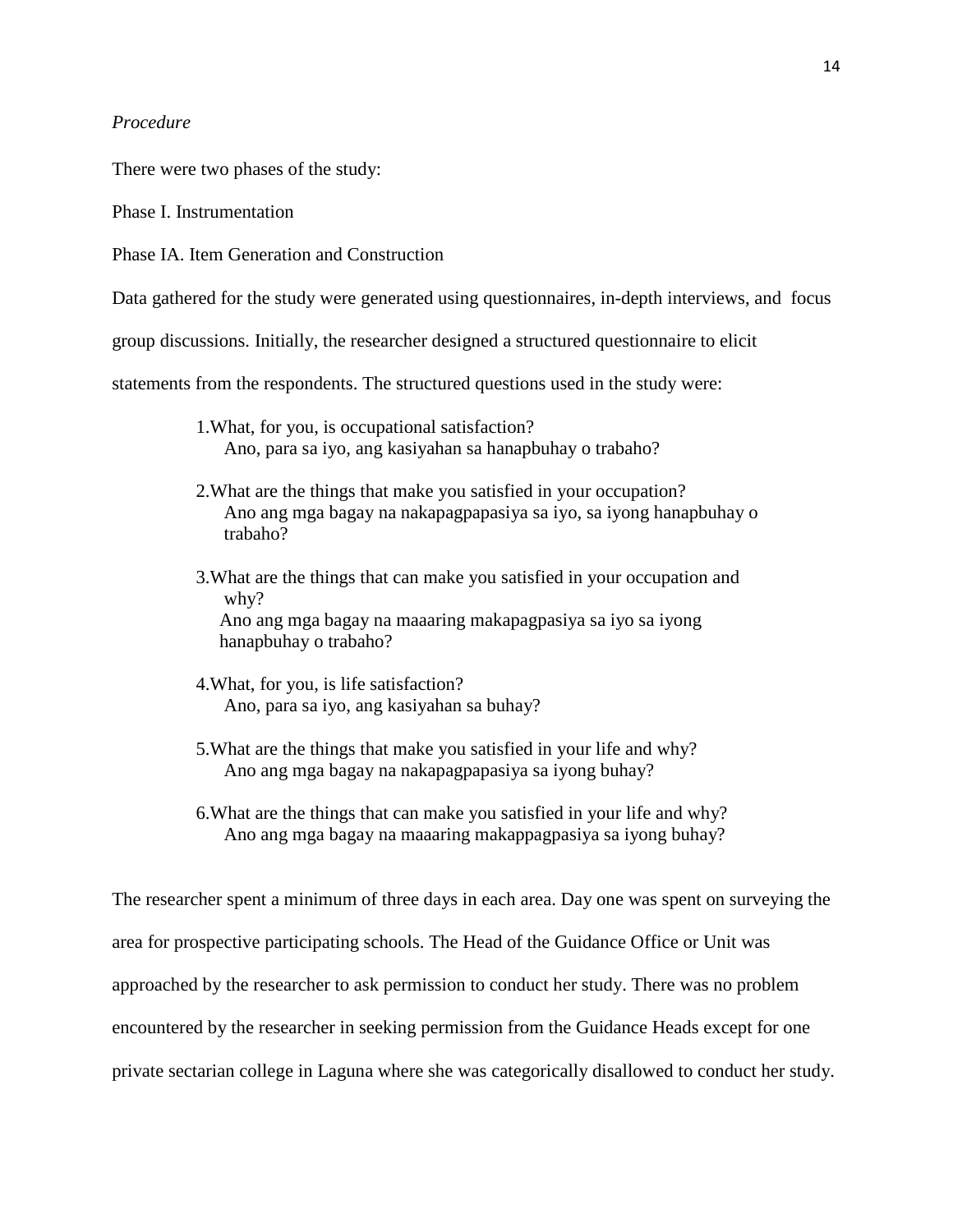*Procedure*

There were two phases of the study:

Phase I. Instrumentation

Phase IA. Item Generation and Construction

Data gathered for the study were generated using questionnaires, in-depth interviews, and focus group discussions. Initially, the researcher designed a structured questionnaire to elicit statements from the respondents. The structured questions used in the study were:

1. What, for you, is occupational satisfaction?
   Ano, para sa iyo, ang kasiyahan sa hanapbuhay o trabaho?

2. What are the things that make you satisfied in your occupation?
   Ano ang mga bagay na nakapagpapasiya sa iyo, sa iyong hanapbuhay o trabaho?

3. What are the things that can make you satisfied in your occupation and why?
   Ano ang mga bagay na maaaring makapagpasiya sa iyo sa iyong hanapbuhay o trabaho?

4. What, for you, is life satisfaction?
   Ano, para sa iyo, ang kasiyahan sa buhay?

5. What are the things that make you satisfied in your life and why?
   Ano ang mga bagay na nakapagpapasiya sa iyong buhay?

6. What are the things that can make you satisfied in your life and why?
   Ano ang mga bagay na maaaring makappagpasiya sa iyong buhay?

The researcher spent a minimum of three days in each area. Day one was spent on surveying the area for prospective participating schools. The Head of the Guidance Office or Unit was approached by the researcher to ask permission to conduct her study. There was no problem encountered by the researcher in seeking permission from the Guidance Heads except for one private sectarian college in Laguna where she was categorically disallowed to conduct her study.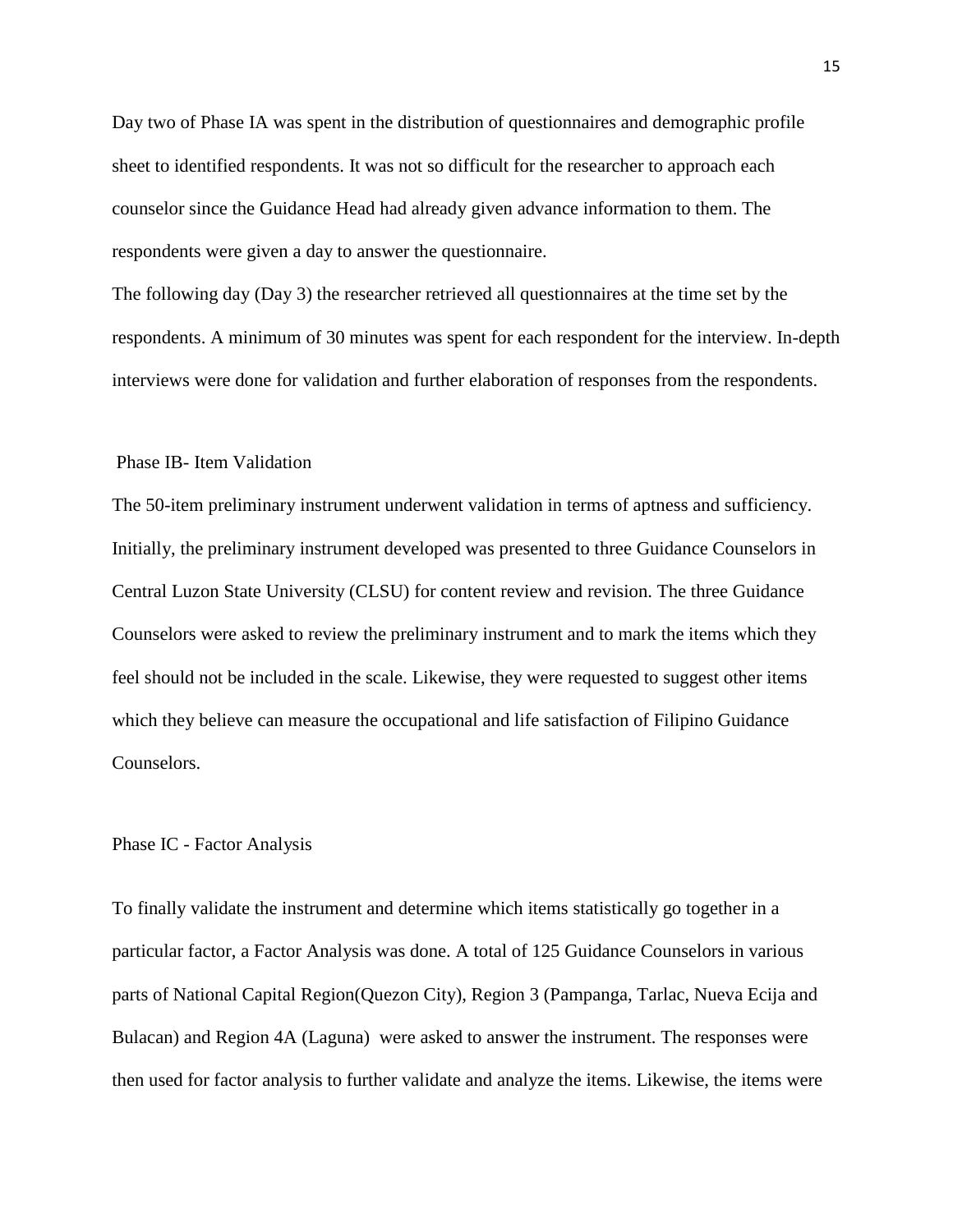Day two of Phase IA was spent in the distribution of questionnaires and demographic profile sheet to identified respondents. It was not so difficult for the researcher to approach each counselor since the Guidance Head had already given advance information to them. The respondents were given a day to answer the questionnaire.

The following day (Day 3) the researcher retrieved all questionnaires at the time set by the respondents. A minimum of 30 minutes was spent for each respondent for the interview. In-depth interviews were done for validation and further elaboration of responses from the respondents.

### Phase IB- Item Validation

The 50-item preliminary instrument underwent validation in terms of aptness and sufficiency. Initially, the preliminary instrument developed was presented to three Guidance Counselors in Central Luzon State University (CLSU) for content review and revision. The three Guidance Counselors were asked to review the preliminary instrument and to mark the items which they feel should not be included in the scale. Likewise, they were requested to suggest other items which they believe can measure the occupational and life satisfaction of Filipino Guidance Counselors.

### Phase IC - Factor Analysis

To finally validate the instrument and determine which items statistically go together in a particular factor, a Factor Analysis was done. A total of 125 Guidance Counselors in various parts of National Capital Region(Quezon City), Region 3 (Pampanga, Tarlac, Nueva Ecija and Bulacan) and Region 4A (Laguna) were asked to answer the instrument. The responses were then used for factor analysis to further validate and analyze the items. Likewise, the items were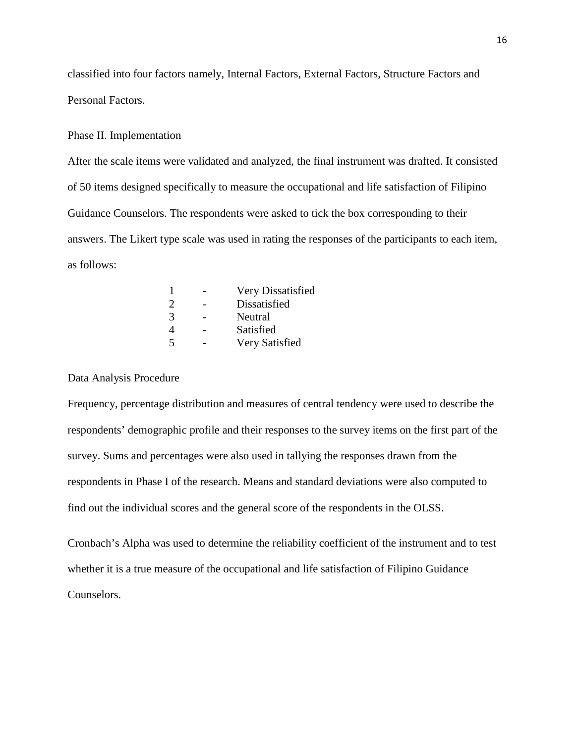classified into four factors namely, Internal Factors, External Factors, Structure Factors and Personal Factors.

### Phase II. Implementation

After the scale items were validated and analyzed, the final instrument was drafted. It consisted of 50 items designed specifically to measure the occupational and life satisfaction of Filipino Guidance Counselors. The respondents were asked to tick the box corresponding to their answers. The Likert type scale was used in rating the responses of the participants to each item, as follows:

| | | |
|---|---|---|
| 1 | - | Very Dissatisfied |
| 2 | - | Dissatisfied |
| 3 | - | Neutral |
| 4 | - | Satisfied |
| 5 | - | Very Satisfied |

### Data Analysis Procedure

Frequency, percentage distribution and measures of central tendency were used to describe the respondents' demographic profile and their responses to the survey items on the first part of the survey. Sums and percentages were also used in tallying the responses drawn from the respondents in Phase I of the research. Means and standard deviations were also computed to find out the individual scores and the general score of the respondents in the OLSS.

Cronbach's Alpha was used to determine the reliability coefficient of the instrument and to test whether it is a true measure of the occupational and life satisfaction of Filipino Guidance Counselors.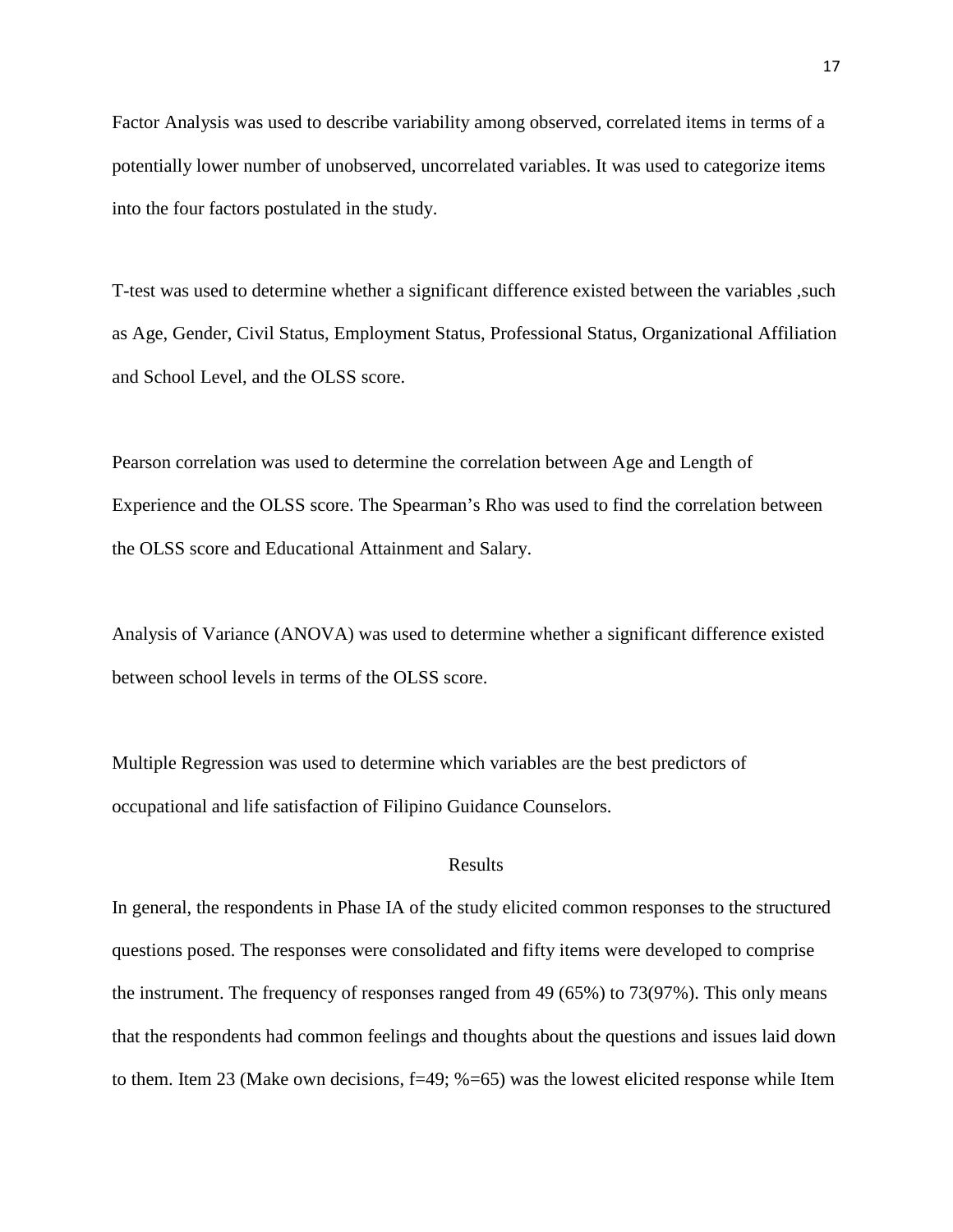Factor Analysis was used to describe variability among observed, correlated items in terms of a potentially lower number of unobserved, uncorrelated variables. It was used to categorize items into the four factors postulated in the study.

T-test was used to determine whether a significant difference existed between the variables ,such as Age, Gender, Civil Status, Employment Status, Professional Status, Organizational Affiliation and School Level, and the OLSS score.

Pearson correlation was used to determine the correlation between Age and Length of Experience and the OLSS score. The Spearman's Rho was used to find the correlation between the OLSS score and Educational Attainment and Salary.

Analysis of Variance (ANOVA) was used to determine whether a significant difference existed between school levels in terms of the OLSS score.

Multiple Regression was used to determine which variables are the best predictors of occupational and life satisfaction of Filipino Guidance Counselors.

## Results

In general, the respondents in Phase IA of the study elicited common responses to the structured questions posed. The responses were consolidated and fifty items were developed to comprise the instrument. The frequency of responses ranged from 49 (65%) to 73(97%). This only means that the respondents had common feelings and thoughts about the questions and issues laid down to them. Item 23 (Make own decisions, f=49; %=65) was the lowest elicited response while Item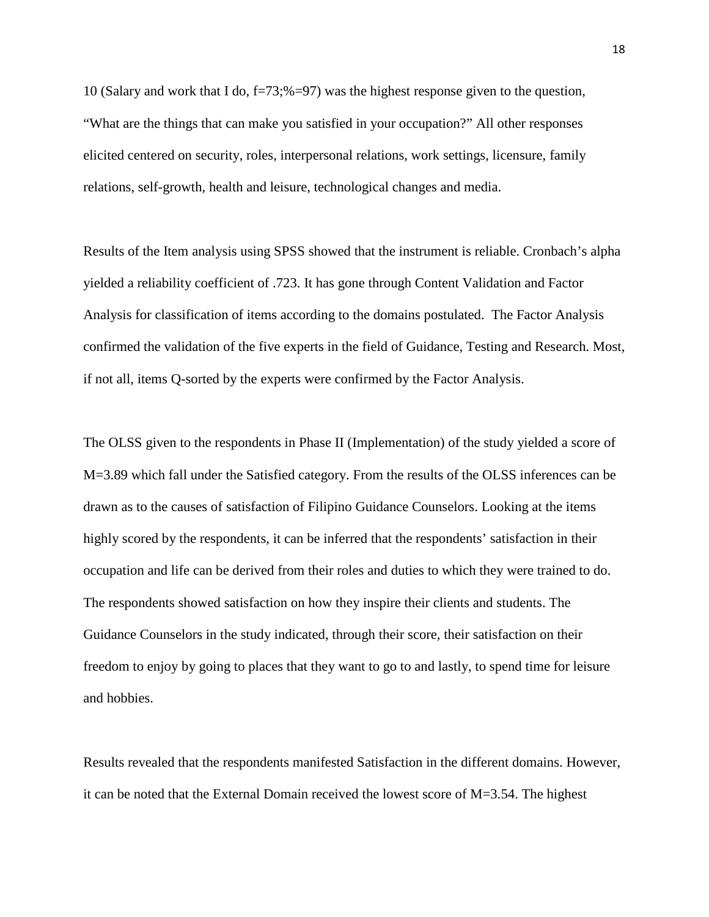10 (Salary and work that I do, f=73;%=97) was the highest response given to the question, “What are the things that can make you satisfied in your occupation?” All other responses elicited centered on security, roles, interpersonal relations, work settings, licensure, family relations, self-growth, health and leisure, technological changes and media.

Results of the Item analysis using SPSS showed that the instrument is reliable. Cronbach’s alpha yielded a reliability coefficient of .723. It has gone through Content Validation and Factor Analysis for classification of items according to the domains postulated. The Factor Analysis confirmed the validation of the five experts in the field of Guidance, Testing and Research. Most, if not all, items Q-sorted by the experts were confirmed by the Factor Analysis.

The OLSS given to the respondents in Phase II (Implementation) of the study yielded a score of M=3.89 which fall under the Satisfied category. From the results of the OLSS inferences can be drawn as to the causes of satisfaction of Filipino Guidance Counselors. Looking at the items highly scored by the respondents, it can be inferred that the respondents’ satisfaction in their occupation and life can be derived from their roles and duties to which they were trained to do. The respondents showed satisfaction on how they inspire their clients and students. The Guidance Counselors in the study indicated, through their score, their satisfaction on their freedom to enjoy by going to places that they want to go to and lastly, to spend time for leisure and hobbies.

Results revealed that the respondents manifested Satisfaction in the different domains. However, it can be noted that the External Domain received the lowest score of M=3.54. The highest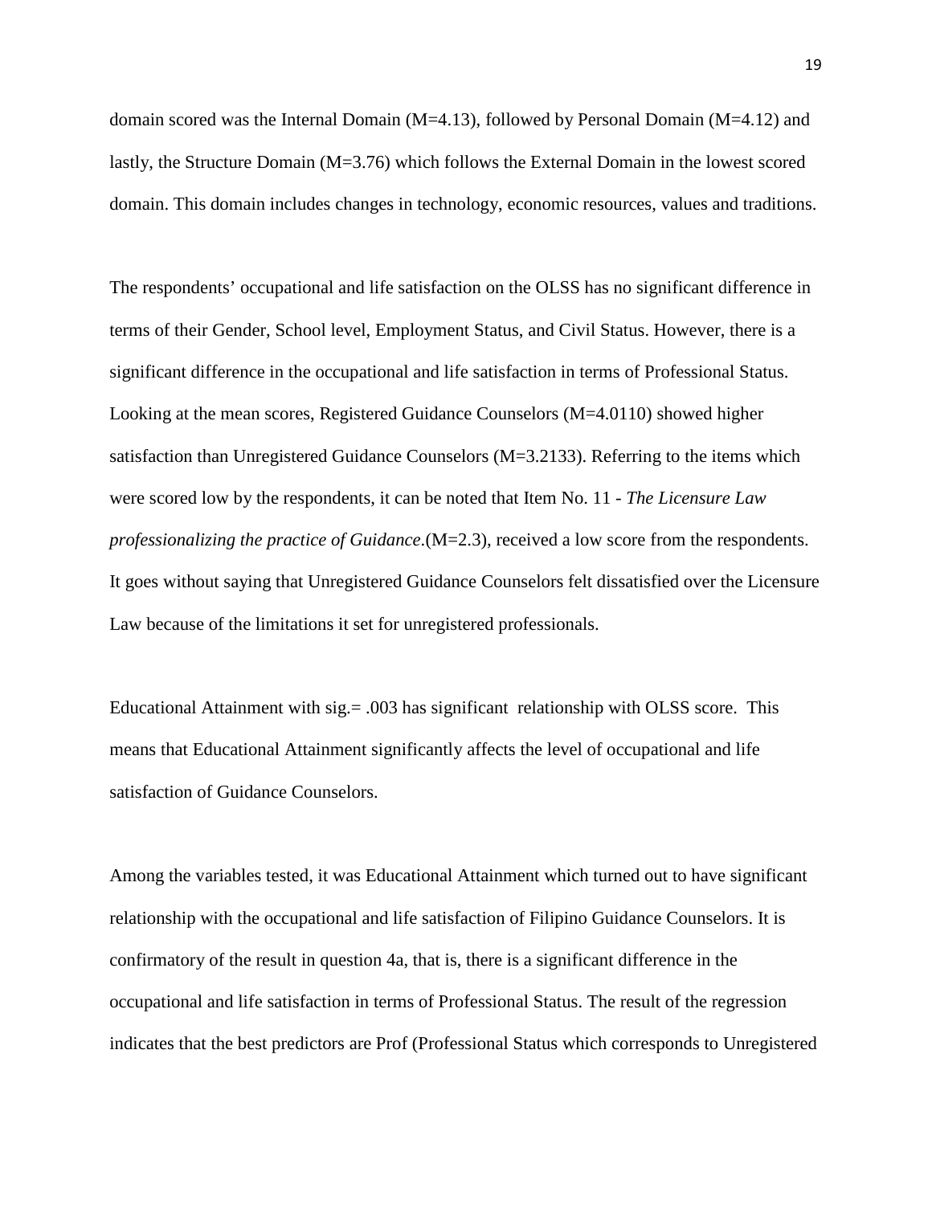domain scored was the Internal Domain (M=4.13), followed by Personal Domain (M=4.12) and lastly, the Structure Domain (M=3.76) which follows the External Domain in the lowest scored domain. This domain includes changes in technology, economic resources, values and traditions.

The respondents' occupational and life satisfaction on the OLSS has no significant difference in terms of their Gender, School level, Employment Status, and Civil Status. However, there is a significant difference in the occupational and life satisfaction in terms of Professional Status. Looking at the mean scores, Registered Guidance Counselors (M=4.0110) showed higher satisfaction than Unregistered Guidance Counselors (M=3.2133). Referring to the items which were scored low by the respondents, it can be noted that Item No. 11 - *The Licensure Law professionalizing the practice of Guidance*.(M=2.3), received a low score from the respondents. It goes without saying that Unregistered Guidance Counselors felt dissatisfied over the Licensure Law because of the limitations it set for unregistered professionals.

Educational Attainment with sig.= .003 has significant relationship with OLSS score. This means that Educational Attainment significantly affects the level of occupational and life satisfaction of Guidance Counselors.

Among the variables tested, it was Educational Attainment which turned out to have significant relationship with the occupational and life satisfaction of Filipino Guidance Counselors. It is confirmatory of the result in question 4a, that is, there is a significant difference in the occupational and life satisfaction in terms of Professional Status. The result of the regression indicates that the best predictors are Prof (Professional Status which corresponds to Unregistered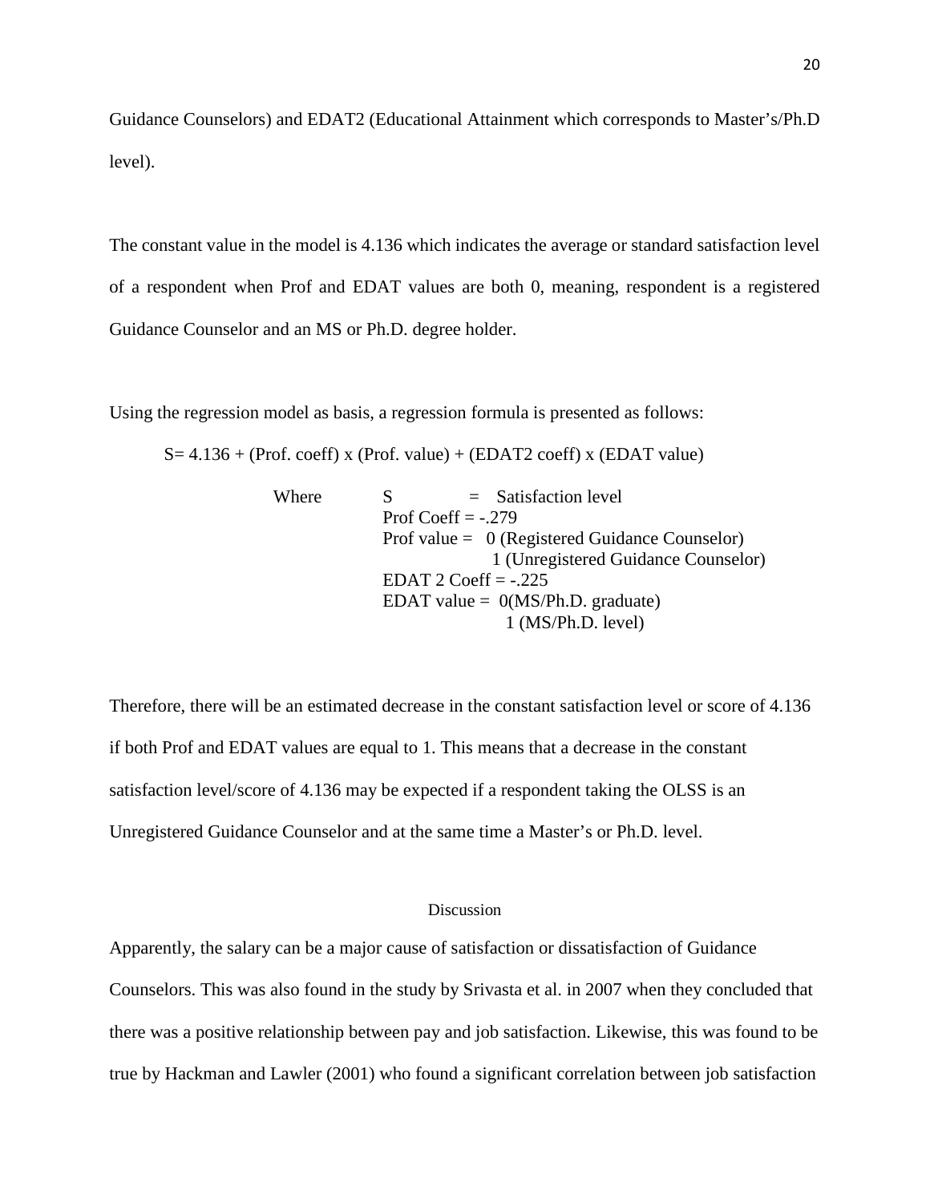Guidance Counselors) and EDAT2 (Educational Attainment which corresponds to Master's/Ph.D level).

The constant value in the model is 4.136 which indicates the average or standard satisfaction level of a respondent when Prof and EDAT values are both 0, meaning, respondent is a registered Guidance Counselor and an MS or Ph.D. degree holder.

Using the regression model as basis, a regression formula is presented as follows:

S= 4.136 + (Prof. coeff) x (Prof. value) + (EDAT2 coeff) x (EDAT value)

Where
- S = Satisfaction level
- Prof Coeff = -.279
- Prof value = 0 (Registered Guidance Counselor)
  - 1 (Unregistered Guidance Counselor)
- EDAT 2 Coeff = -.225
- EDAT value = 0(MS/Ph.D. graduate)
  - 1 (MS/Ph.D. level)

Therefore, there will be an estimated decrease in the constant satisfaction level or score of 4.136 if both Prof and EDAT values are equal to 1. This means that a decrease in the constant satisfaction level/score of 4.136 may be expected if a respondent taking the OLSS is an Unregistered Guidance Counselor and at the same time a Master's or Ph.D. level.

## Discussion

Apparently, the salary can be a major cause of satisfaction or dissatisfaction of Guidance Counselors. This was also found in the study by Srivasta et al. in 2007 when they concluded that there was a positive relationship between pay and job satisfaction. Likewise, this was found to be true by Hackman and Lawler (2001) who found a significant correlation between job satisfaction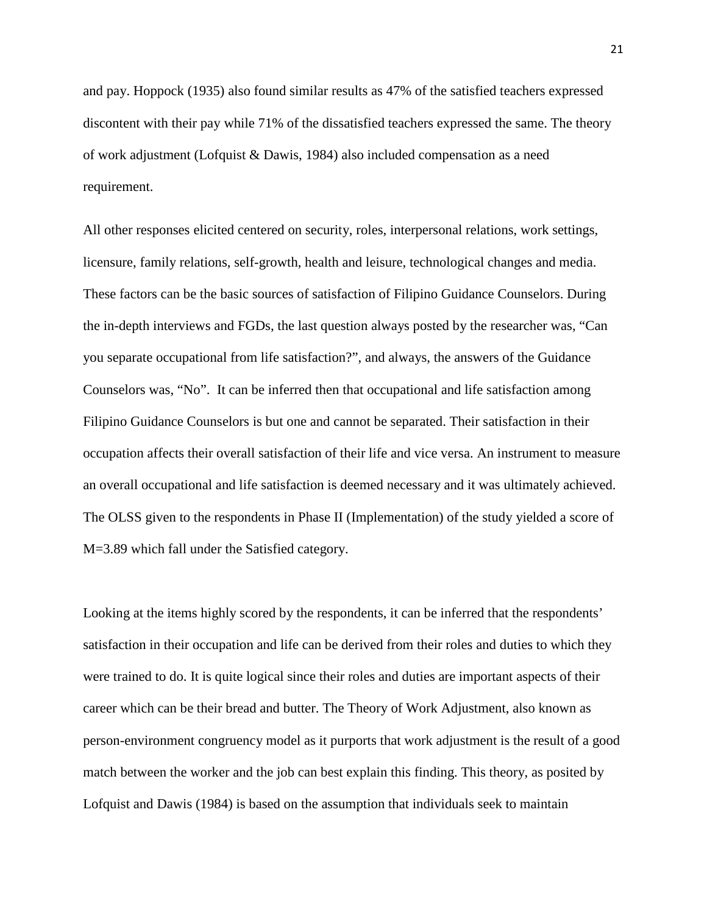and pay. Hoppock (1935) also found similar results as 47% of the satisfied teachers expressed discontent with their pay while 71% of the dissatisfied teachers expressed the same. The theory of work adjustment (Lofquist & Dawis, 1984) also included compensation as a need requirement.

All other responses elicited centered on security, roles, interpersonal relations, work settings, licensure, family relations, self-growth, health and leisure, technological changes and media. These factors can be the basic sources of satisfaction of Filipino Guidance Counselors. During the in-depth interviews and FGDs, the last question always posted by the researcher was, "Can you separate occupational from life satisfaction?", and always, the answers of the Guidance Counselors was, "No". It can be inferred then that occupational and life satisfaction among Filipino Guidance Counselors is but one and cannot be separated. Their satisfaction in their occupation affects their overall satisfaction of their life and vice versa. An instrument to measure an overall occupational and life satisfaction is deemed necessary and it was ultimately achieved. The OLSS given to the respondents in Phase II (Implementation) of the study yielded a score of M=3.89 which fall under the Satisfied category.

Looking at the items highly scored by the respondents, it can be inferred that the respondents' satisfaction in their occupation and life can be derived from their roles and duties to which they were trained to do. It is quite logical since their roles and duties are important aspects of their career which can be their bread and butter. The Theory of Work Adjustment, also known as person-environment congruency model as it purports that work adjustment is the result of a good match between the worker and the job can best explain this finding. This theory, as posited by Lofquist and Dawis (1984) is based on the assumption that individuals seek to maintain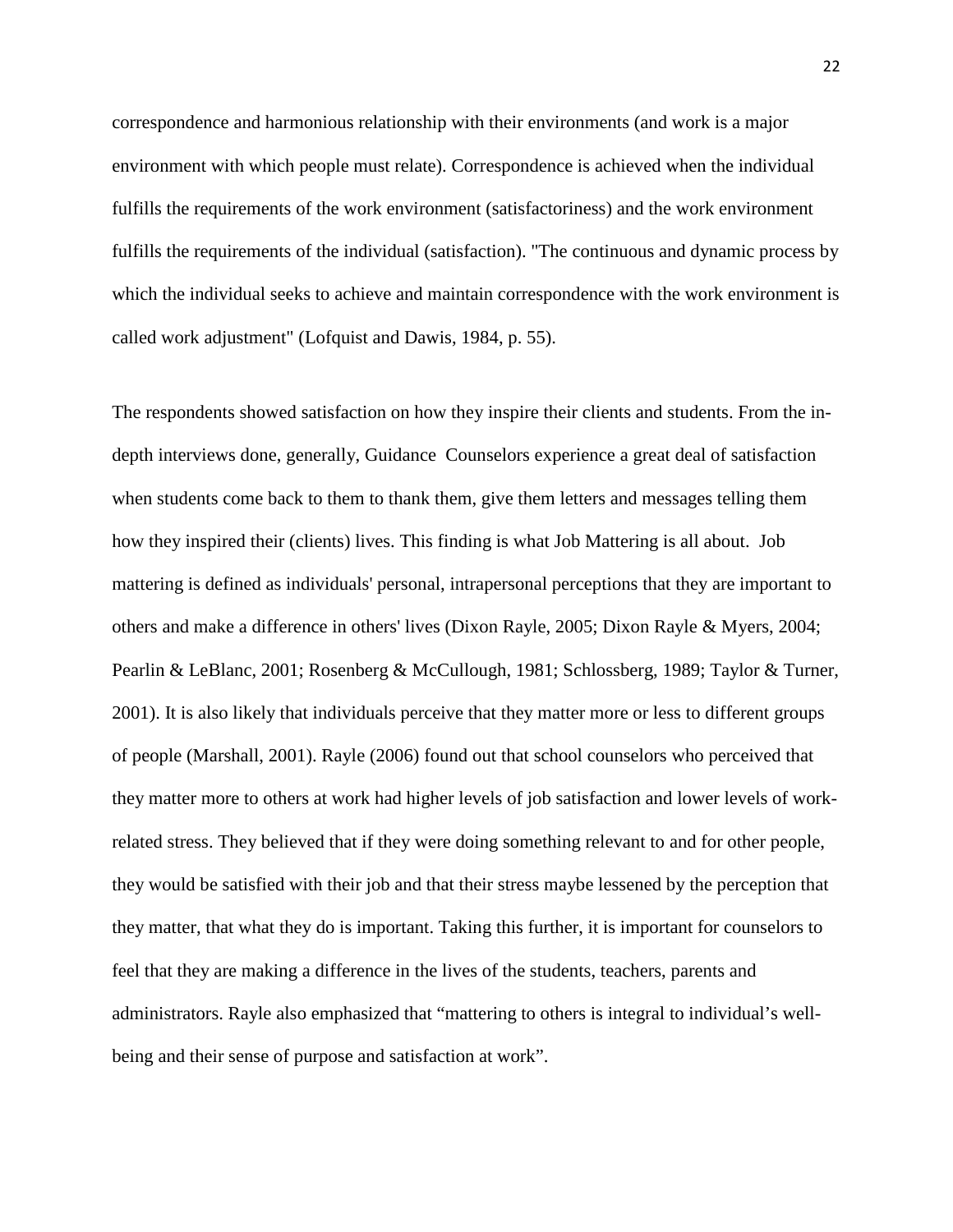correspondence and harmonious relationship with their environments (and work is a major environment with which people must relate). Correspondence is achieved when the individual fulfills the requirements of the work environment (satisfactoriness) and the work environment fulfills the requirements of the individual (satisfaction). "The continuous and dynamic process by which the individual seeks to achieve and maintain correspondence with the work environment is called work adjustment" (Lofquist and Dawis, 1984, p. 55).

The respondents showed satisfaction on how they inspire their clients and students. From the in-depth interviews done, generally, Guidance Counselors experience a great deal of satisfaction when students come back to them to thank them, give them letters and messages telling them how they inspired their (clients) lives. This finding is what Job Mattering is all about. Job mattering is defined as individuals' personal, intrapersonal perceptions that they are important to others and make a difference in others' lives (Dixon Rayle, 2005; Dixon Rayle & Myers, 2004; Pearlin & LeBlanc, 2001; Rosenberg & McCullough, 1981; Schlossberg, 1989; Taylor & Turner, 2001). It is also likely that individuals perceive that they matter more or less to different groups of people (Marshall, 2001). Rayle (2006) found out that school counselors who perceived that they matter more to others at work had higher levels of job satisfaction and lower levels of work-related stress. They believed that if they were doing something relevant to and for other people, they would be satisfied with their job and that their stress maybe lessened by the perception that they matter, that what they do is important. Taking this further, it is important for counselors to feel that they are making a difference in the lives of the students, teachers, parents and administrators. Rayle also emphasized that "mattering to others is integral to individual's well-being and their sense of purpose and satisfaction at work".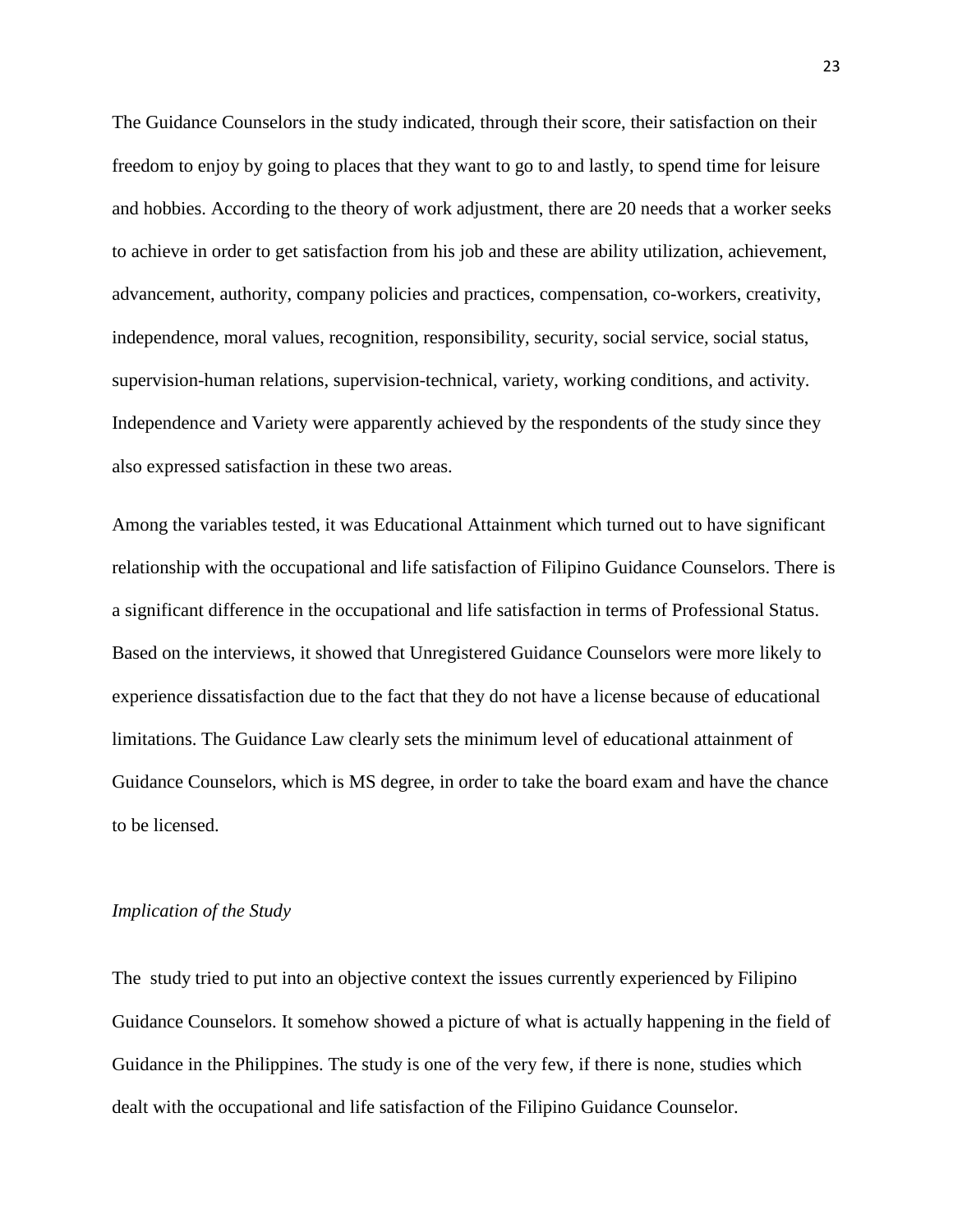The Guidance Counselors in the study indicated, through their score, their satisfaction on their freedom to enjoy by going to places that they want to go to and lastly, to spend time for leisure and hobbies. According to the theory of work adjustment, there are 20 needs that a worker seeks to achieve in order to get satisfaction from his job and these are ability utilization, achievement, advancement, authority, company policies and practices, compensation, co-workers, creativity, independence, moral values, recognition, responsibility, security, social service, social status, supervision-human relations, supervision-technical, variety, working conditions, and activity. Independence and Variety were apparently achieved by the respondents of the study since they also expressed satisfaction in these two areas.

Among the variables tested, it was Educational Attainment which turned out to have significant relationship with the occupational and life satisfaction of Filipino Guidance Counselors. There is a significant difference in the occupational and life satisfaction in terms of Professional Status. Based on the interviews, it showed that Unregistered Guidance Counselors were more likely to experience dissatisfaction due to the fact that they do not have a license because of educational limitations. The Guidance Law clearly sets the minimum level of educational attainment of Guidance Counselors, which is MS degree, in order to take the board exam and have the chance to be licensed.

*Implication of the Study*

The study tried to put into an objective context the issues currently experienced by Filipino Guidance Counselors. It somehow showed a picture of what is actually happening in the field of Guidance in the Philippines. The study is one of the very few, if there is none, studies which dealt with the occupational and life satisfaction of the Filipino Guidance Counselor.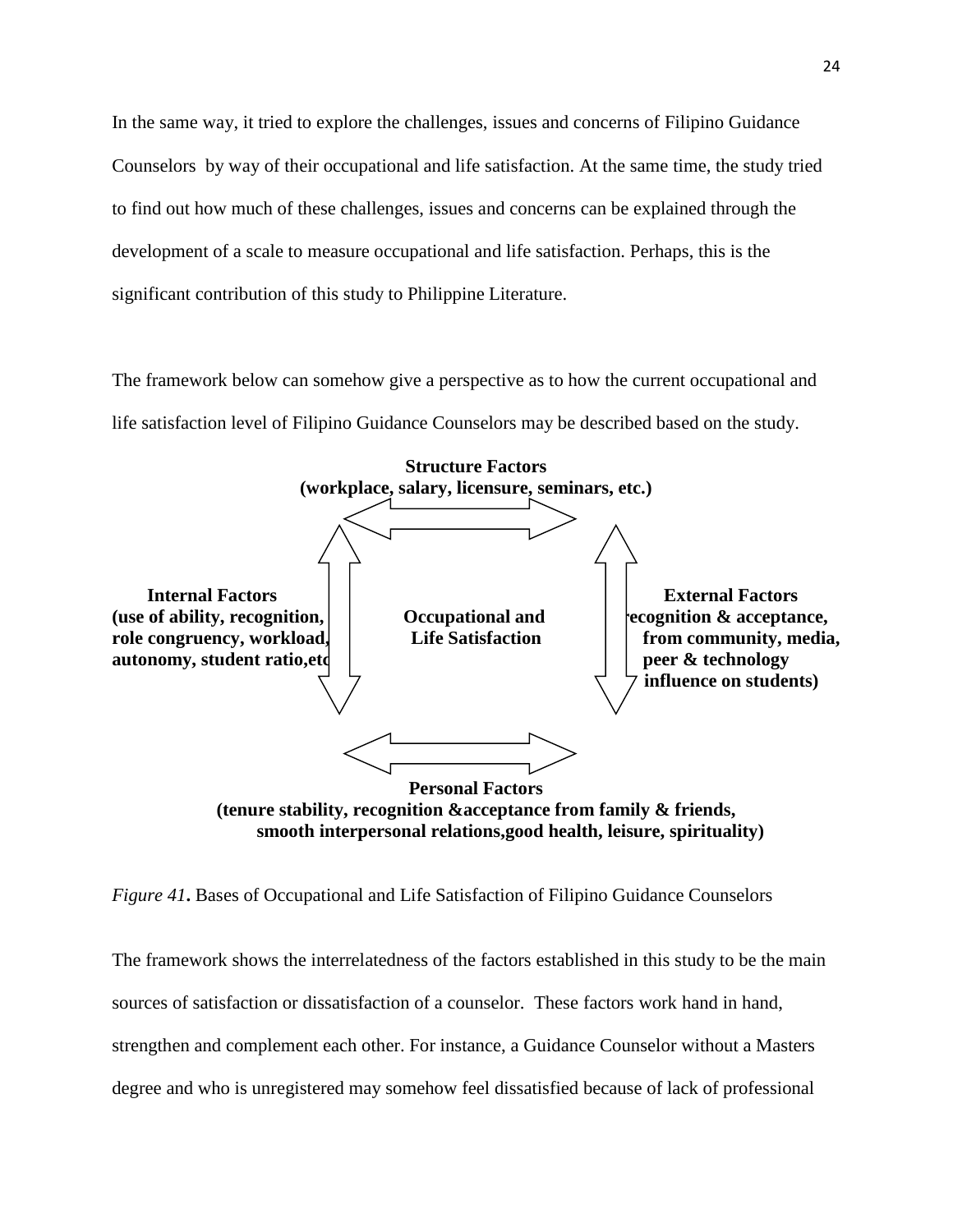In the same way, it tried to explore the challenges, issues and concerns of Filipino Guidance Counselors by way of their occupational and life satisfaction. At the same time, the study tried to find out how much of these challenges, issues and concerns can be explained through the development of a scale to measure occupational and life satisfaction. Perhaps, this is the significant contribution of this study to Philippine Literature.

The framework below can somehow give a perspective as to how the current occupational and life satisfaction level of Filipino Guidance Counselors may be described based on the study.

**Structure Factors**
**(workplace, salary, licensure, seminars, etc.)**

**Internal Factors**
**(use of ability, recognition, role congruency, workload, autonomy, student ratio,etc**

**Occupational and Life Satisfaction**

**External Factors**
**(recognition & acceptance, from community, media, peer & technology influence on students)**

**Personal Factors**
**(tenure stability, recognition &acceptance from family & friends, smooth interpersonal relations,good health, leisure, spirituality)**

*Figure 41***.** Bases of Occupational and Life Satisfaction of Filipino Guidance Counselors

The framework shows the interrelatedness of the factors established in this study to be the main sources of satisfaction or dissatisfaction of a counselor. These factors work hand in hand, strengthen and complement each other. For instance, a Guidance Counselor without a Masters degree and who is unregistered may somehow feel dissatisfied because of lack of professional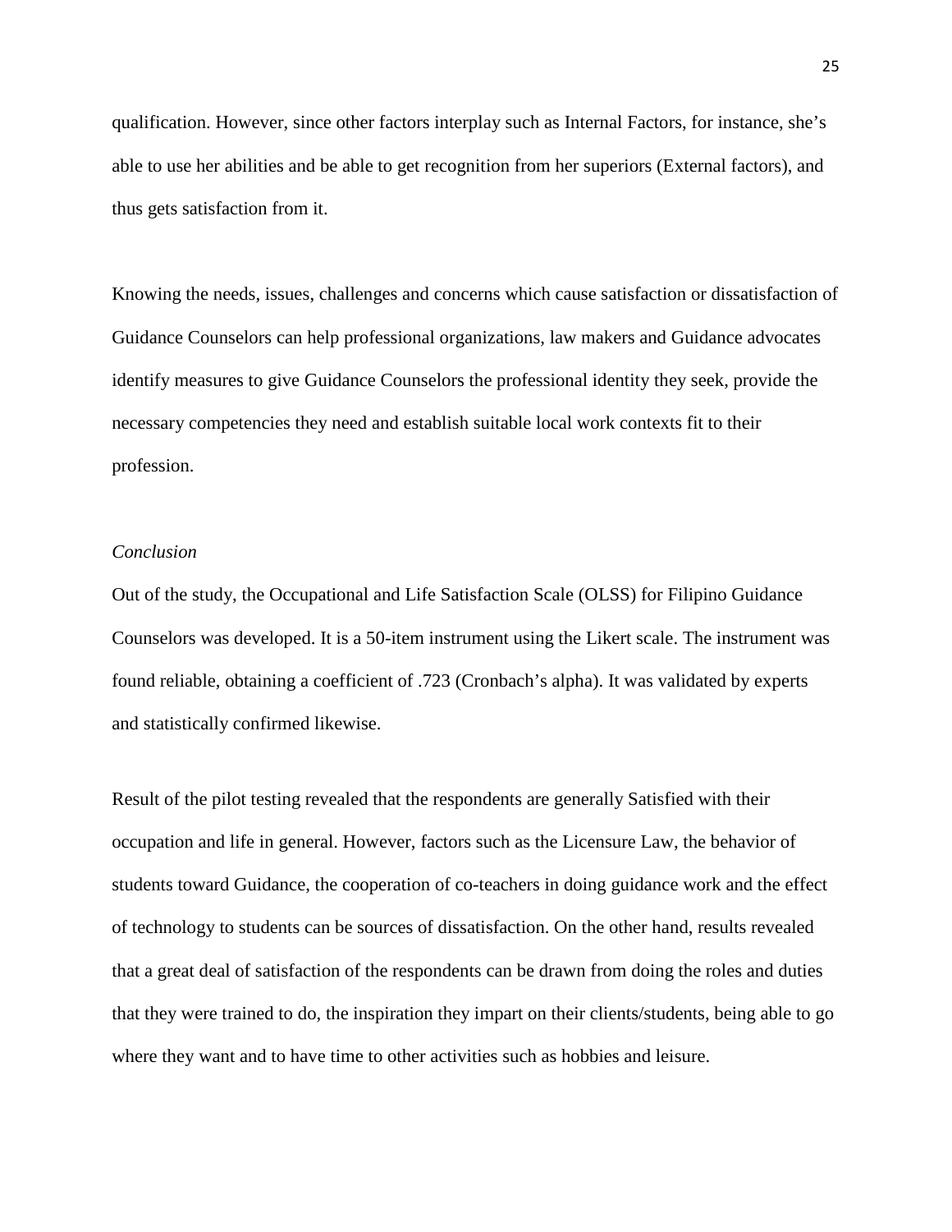qualification. However, since other factors interplay such as Internal Factors, for instance, she's able to use her abilities and be able to get recognition from her superiors (External factors), and thus gets satisfaction from it.

Knowing the needs, issues, challenges and concerns which cause satisfaction or dissatisfaction of Guidance Counselors can help professional organizations, law makers and Guidance advocates identify measures to give Guidance Counselors the professional identity they seek, provide the necessary competencies they need and establish suitable local work contexts fit to their profession.

*Conclusion*

Out of the study, the Occupational and Life Satisfaction Scale (OLSS) for Filipino Guidance Counselors was developed. It is a 50-item instrument using the Likert scale. The instrument was found reliable, obtaining a coefficient of .723 (Cronbach's alpha). It was validated by experts and statistically confirmed likewise.

Result of the pilot testing revealed that the respondents are generally Satisfied with their occupation and life in general. However, factors such as the Licensure Law, the behavior of students toward Guidance, the cooperation of co-teachers in doing guidance work and the effect of technology to students can be sources of dissatisfaction. On the other hand, results revealed that a great deal of satisfaction of the respondents can be drawn from doing the roles and duties that they were trained to do, the inspiration they impart on their clients/students, being able to go where they want and to have time to other activities such as hobbies and leisure.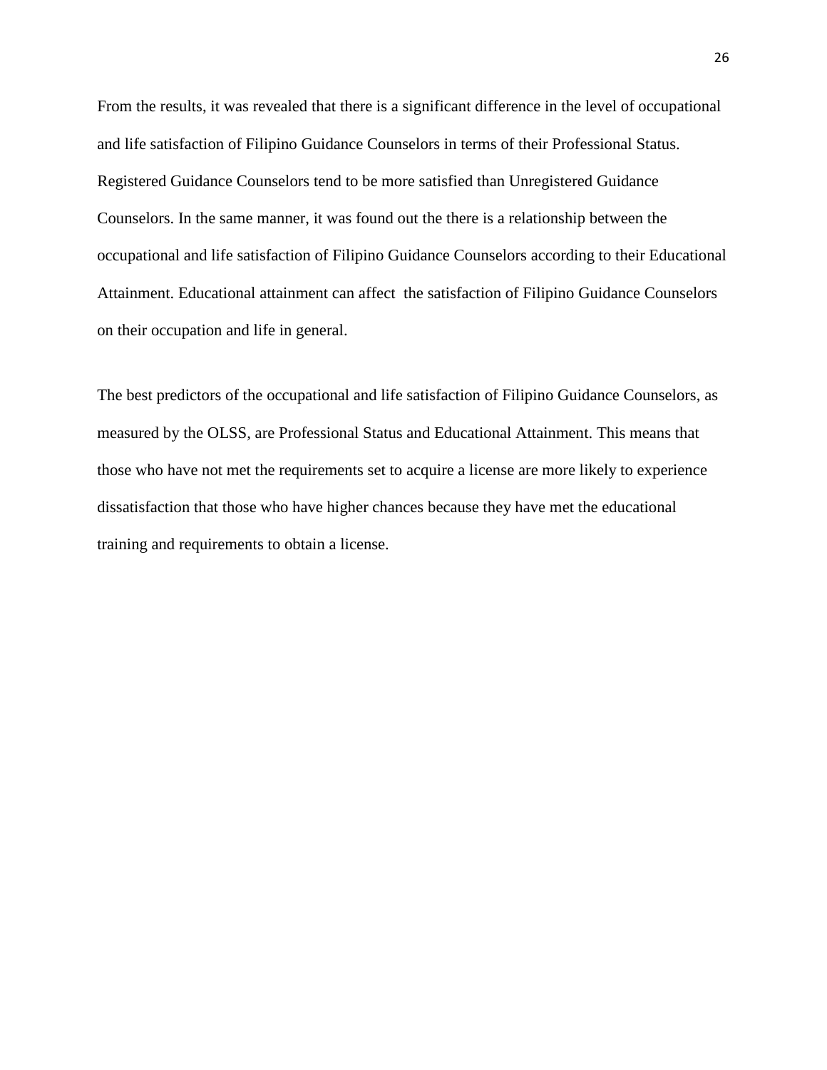From the results, it was revealed that there is a significant difference in the level of occupational and life satisfaction of Filipino Guidance Counselors in terms of their Professional Status. Registered Guidance Counselors tend to be more satisfied than Unregistered Guidance Counselors. In the same manner, it was found out the there is a relationship between the occupational and life satisfaction of Filipino Guidance Counselors according to their Educational Attainment. Educational attainment can affect the satisfaction of Filipino Guidance Counselors on their occupation and life in general.

The best predictors of the occupational and life satisfaction of Filipino Guidance Counselors, as measured by the OLSS, are Professional Status and Educational Attainment. This means that those who have not met the requirements set to acquire a license are more likely to experience dissatisfaction that those who have higher chances because they have met the educational training and requirements to obtain a license.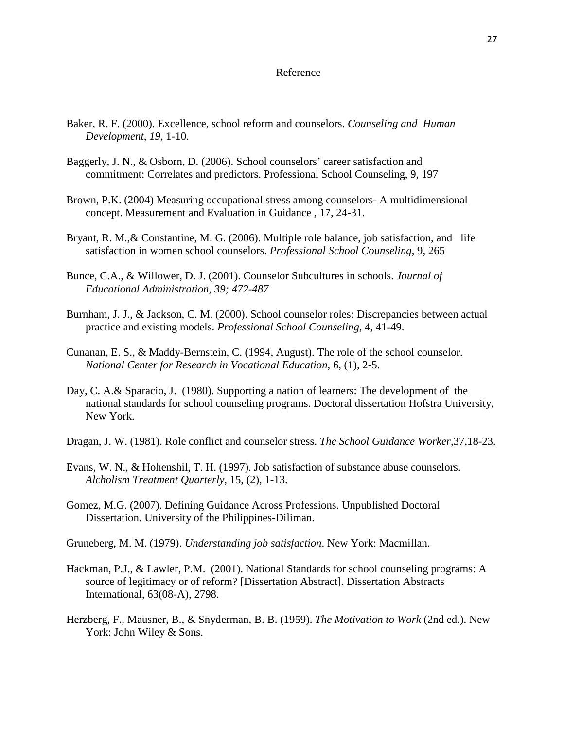# Reference

Baker, R. F. (2000). Excellence, school reform and counselors. *Counseling and Human Development, 19*, 1-10.

Baggerly, J. N., & Osborn, D. (2006). School counselors' career satisfaction and commitment: Correlates and predictors. Professional School Counseling, 9, 197

Brown, P.K. (2004) Measuring occupational stress among counselors- A multidimensional concept. Measurement and Evaluation in Guidance , 17, 24-31.

Bryant, R. M.,& Constantine, M. G. (2006). Multiple role balance, job satisfaction, and life satisfaction in women school counselors. *Professional School Counseling*, 9, 265

Bunce, C.A., & Willower, D. J. (2001). Counselor Subcultures in schools. *Journal of Educational Administration, 39; 472-487*

Burnham, J. J., & Jackson, C. M. (2000). School counselor roles: Discrepancies between actual practice and existing models. *Professional School Counseling*, 4, 41-49.

Cunanan, E. S., & Maddy-Bernstein, C. (1994, August). The role of the school counselor. *National Center for Research in Vocational Education*, 6, (1), 2-5.

Day, C. A.& Sparacio, J. (1980). Supporting a nation of learners: The development of the national standards for school counseling programs. Doctoral dissertation Hofstra University, New York.

Dragan, J. W. (1981). Role conflict and counselor stress. *The School Guidance Worker*,37,18-23.

Evans, W. N., & Hohenshil, T. H. (1997). Job satisfaction of substance abuse counselors. *Alcholism Treatment Quarterly*, 15, (2), 1-13.

Gomez, M.G. (2007). Defining Guidance Across Professions. Unpublished Doctoral Dissertation. University of the Philippines-Diliman.

Gruneberg, M. M. (1979). *Understanding job satisfaction*. New York: Macmillan.

Hackman, P.J., & Lawler, P.M. (2001). National Standards for school counseling programs: A source of legitimacy or of reform? [Dissertation Abstract]. Dissertation Abstracts International, 63(08-A), 2798.

Herzberg, F., Mausner, B., & Snyderman, B. B. (1959). *The Motivation to Work* (2nd ed.). New York: John Wiley & Sons.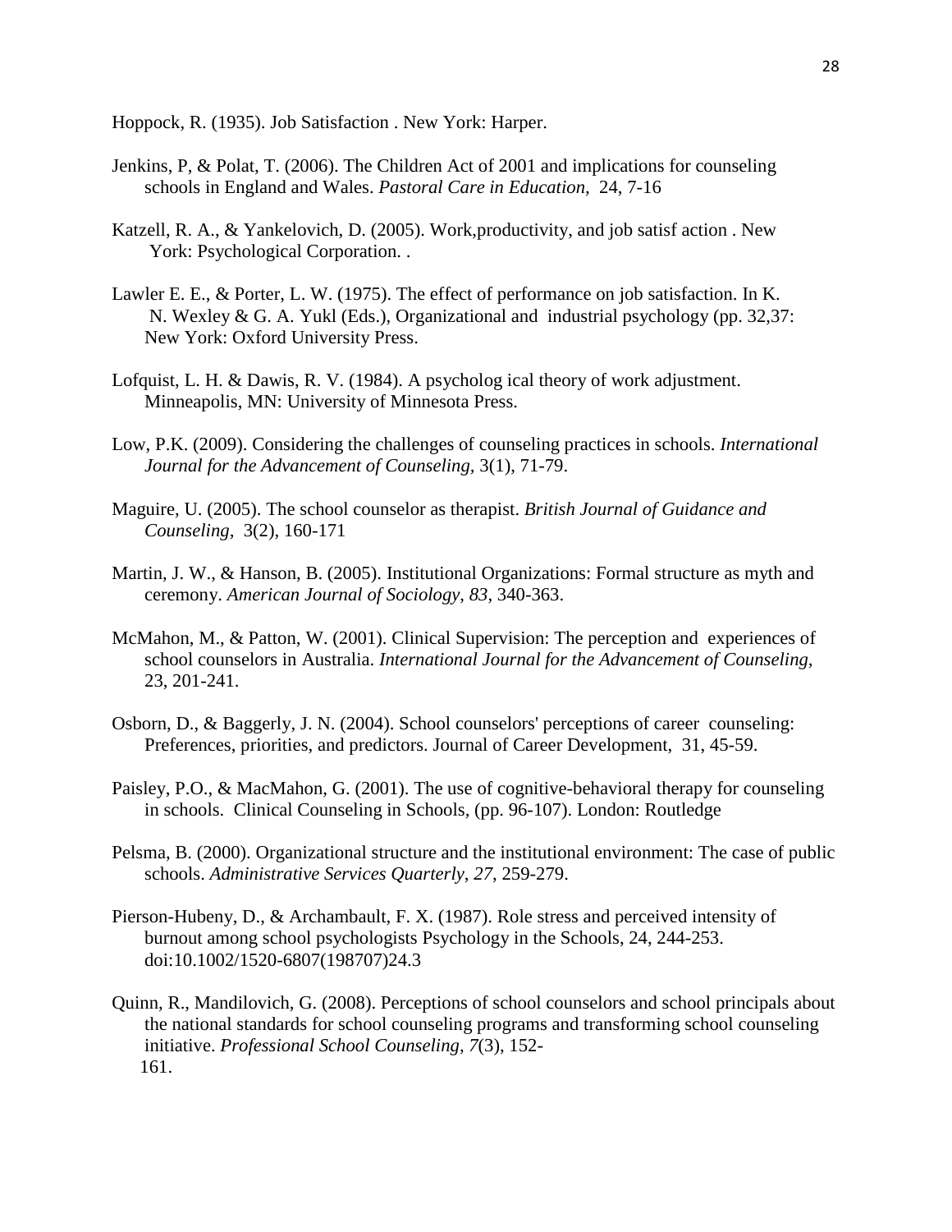Hoppock, R. (1935). Job Satisfaction . New York: Harper.

Jenkins, P, & Polat, T. (2006). The Children Act of 2001 and implications for counseling schools in England and Wales. *Pastoral Care in Education*, 24, 7-16

Katzell, R. A., & Yankelovich, D. (2005). Work,productivity, and job satisf action . New York: Psychological Corporation. .

Lawler E. E., & Porter, L. W. (1975). The effect of performance on job satisfaction. In K. N. Wexley & G. A. Yukl (Eds.), Organizational and industrial psychology (pp. 32,37: New York: Oxford University Press.

Lofquist, L. H. & Dawis, R. V. (1984). A psycholog ical theory of work adjustment. Minneapolis, MN: University of Minnesota Press.

Low, P.K. (2009). Considering the challenges of counseling practices in schools. *International Journal for the Advancement of Counseling,* 3(1), 71-79.

Maguire, U. (2005). The school counselor as therapist. *British Journal of Guidance and Counseling,* 3(2), 160-171

Martin, J. W., & Hanson, B. (2005). Institutional Organizations: Formal structure as myth and ceremony. *American Journal of Sociology*, *83*, 340-363.

McMahon, M., & Patton, W. (2001). Clinical Supervision: The perception and experiences of school counselors in Australia. *International Journal for the Advancement of Counseling,* 23, 201-241.

Osborn, D., & Baggerly, J. N. (2004). School counselors' perceptions of career counseling: Preferences, priorities, and predictors. Journal of Career Development, 31, 45-59.

Paisley, P.O., & MacMahon, G. (2001). The use of cognitive-behavioral therapy for counseling in schools. Clinical Counseling in Schools, (pp. 96-107). London: Routledge

Pelsma, B. (2000). Organizational structure and the institutional environment: The case of public schools. *Administrative Services Quarterly*, *27*, 259-279.

Pierson-Hubeny, D., & Archambault, F. X. (1987). Role stress and perceived intensity of burnout among school psychologists Psychology in the Schools, 24, 244-253. doi:10.1002/1520-6807(198707)24.3

Quinn, R., Mandilovich, G. (2008). Perceptions of school counselors and school principals about the national standards for school counseling programs and transforming school counseling initiative. *Professional School Counseling, 7*(3), 152-161.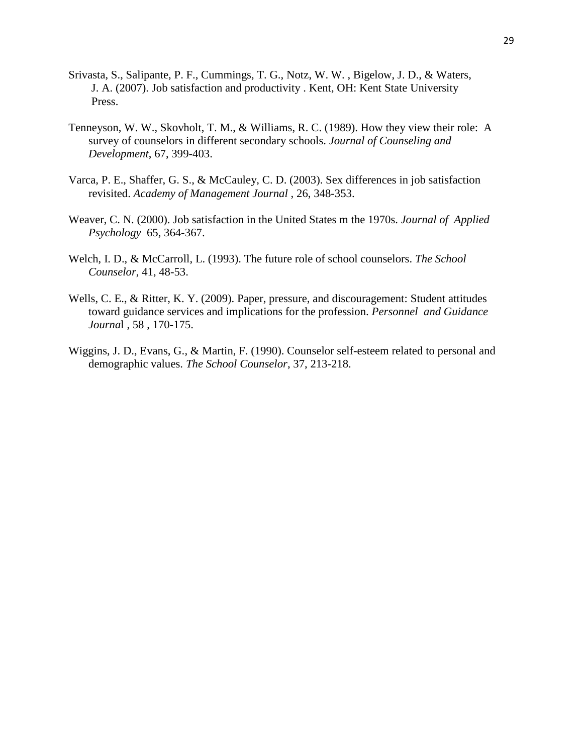Srivasta, S., Salipante, P. F., Cummings, T. G., Notz, W. W. , Bigelow, J. D., & Waters, J. A. (2007). Job satisfaction and productivity . Kent, OH: Kent State University Press.

Tenneyson, W. W., Skovholt, T. M., & Williams, R. C. (1989). How they view their role: A survey of counselors in different secondary schools. *Journal of Counseling and Development*, 67, 399-403.

Varca, P. E., Shaffer, G. S., & McCauley, C. D. (2003). Sex differences in job satisfaction revisited. *Academy of Management Journal* , 26, 348-353.

Weaver, C. N. (2000). Job satisfaction in the United States m the 1970s. *Journal of Applied Psychology* 65, 364-367.

Welch, I. D., & McCarroll, L. (1993). The future role of school counselors. *The School Counselor*, 41, 48-53.

Wells, C. E., & Ritter, K. Y. (2009). Paper, pressure, and discouragement: Student attitudes toward guidance services and implications for the profession. *Personnel and Guidance Journa*l , 58 , 170-175.

Wiggins, J. D., Evans, G., & Martin, F. (1990). Counselor self-esteem related to personal and demographic values. *The School Counselor*, 37, 213-218.